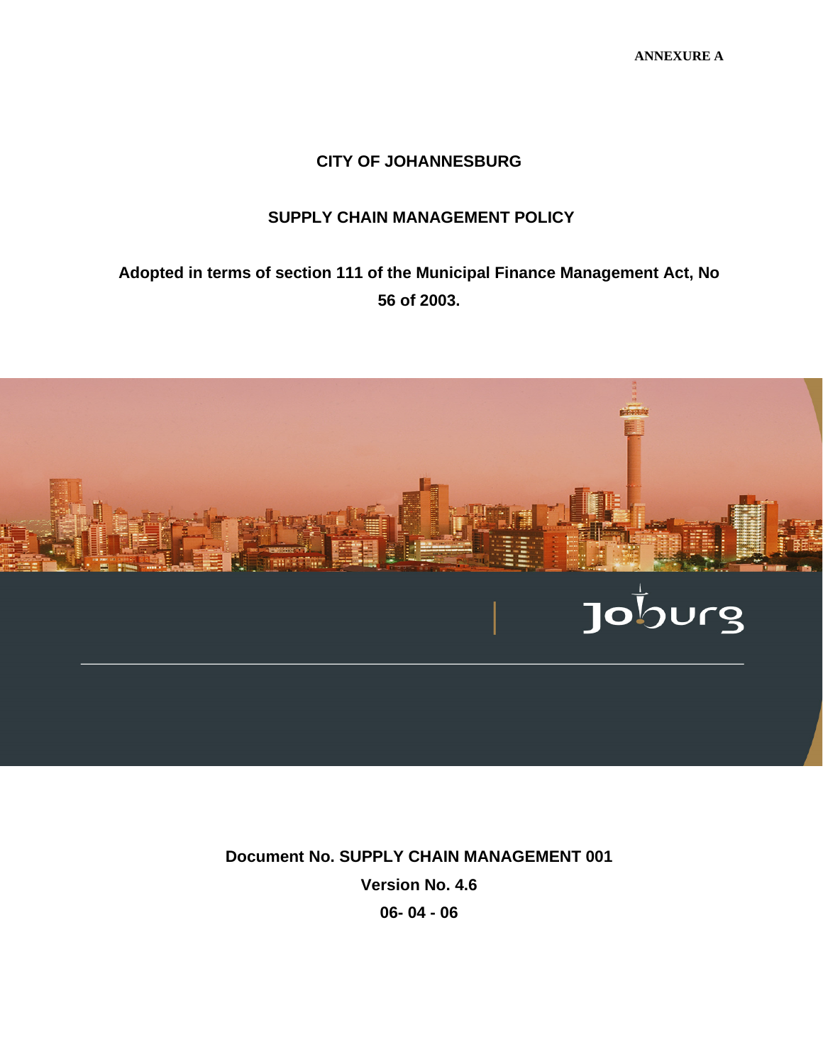ANNEXURE A

# CITY OF JOHANNESBURG

## SUPPLY CHAIN MANAGEMENT POLICY

**Adopted in terms of section 111 of the Municipal Finance Management Act, No 56 of 2003.**

**Document No. SUPPLY CHAIN MANAGEMENT 001**

**Version No. 4.6**

**06- 04 - 06**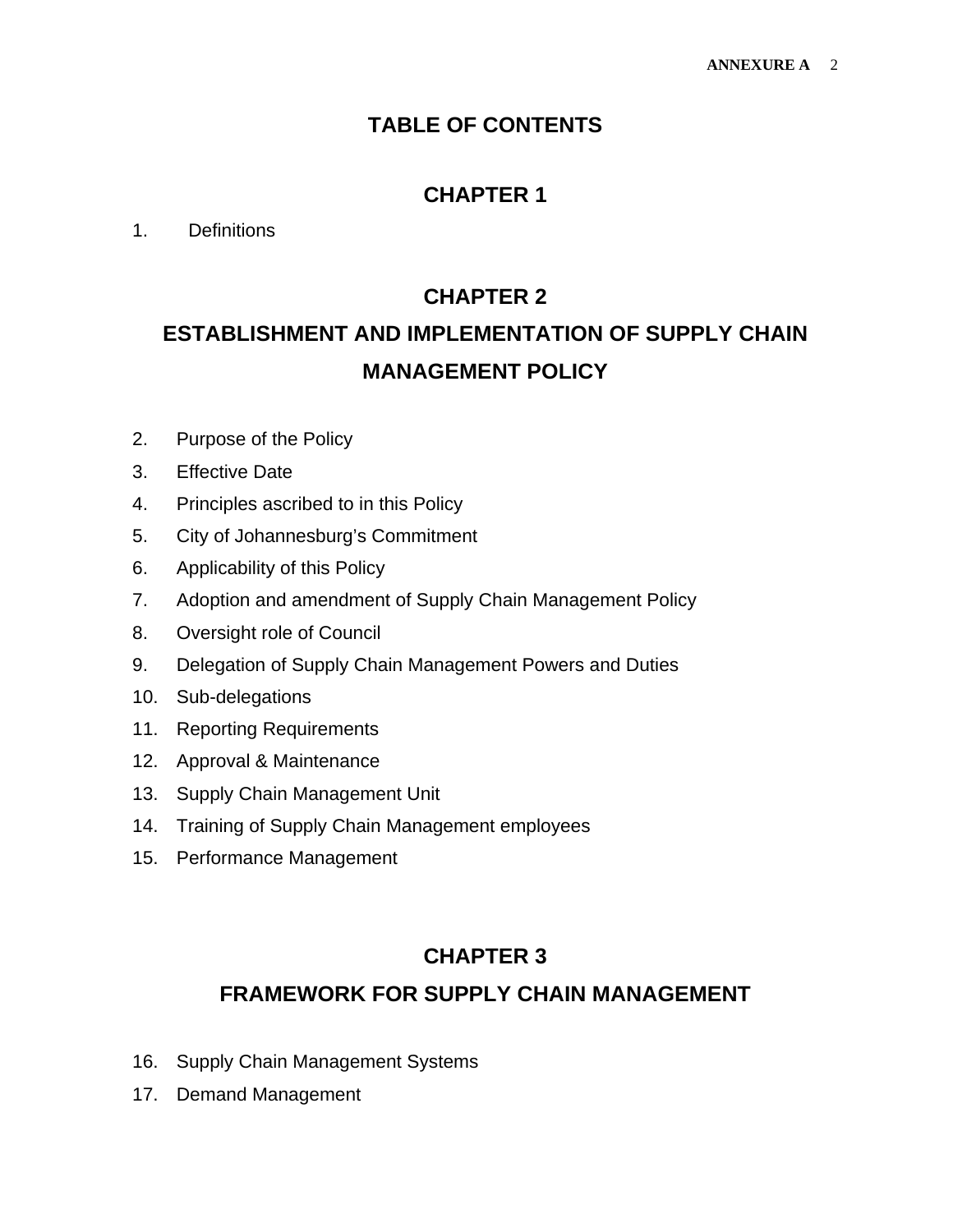# TABLE OF CONTENTS

## CHAPTER 1

1. Definitions

## CHAPTER 2

## ESTABLISHMENT AND IMPLEMENTATION OF SUPPLY CHAIN MANAGEMENT POLICY

2. Purpose of the Policy
3. Effective Date
4. Principles ascribed to in this Policy
5. City of Johannesburg's Commitment
6. Applicability of this Policy
7. Adoption and amendment of Supply Chain Management Policy
8. Oversight role of Council
9. Delegation of Supply Chain Management Powers and Duties
10. Sub-delegations
11. Reporting Requirements
12. Approval & Maintenance
13. Supply Chain Management Unit
14. Training of Supply Chain Management employees
15. Performance Management

## CHAPTER 3

## FRAMEWORK FOR SUPPLY CHAIN MANAGEMENT

16. Supply Chain Management Systems
17. Demand Management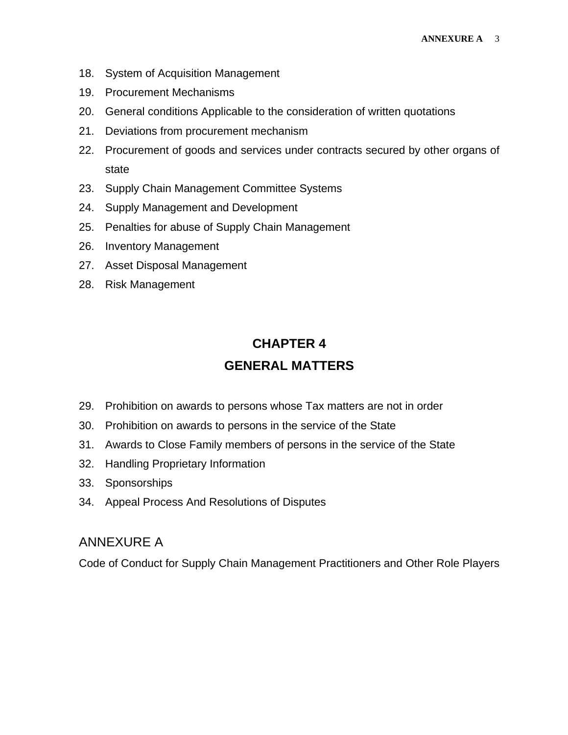18. System of Acquisition Management
19. Procurement Mechanisms
20. General conditions Applicable to the consideration of written quotations
21. Deviations from procurement mechanism
22. Procurement of goods and services under contracts secured by other organs of state
23. Supply Chain Management Committee Systems
24. Supply Management and Development
25. Penalties for abuse of Supply Chain Management
26. Inventory Management
27. Asset Disposal Management
28. Risk Management

## CHAPTER 4
## GENERAL MATTERS

29. Prohibition on awards to persons whose Tax matters are not in order
30. Prohibition on awards to persons in the service of the State
31. Awards to Close Family members of persons in the service of the State
32. Handling Proprietary Information
33. Sponsorships
34. Appeal Process And Resolutions of Disputes

ANNEXURE A

Code of Conduct for Supply Chain Management Practitioners and Other Role Players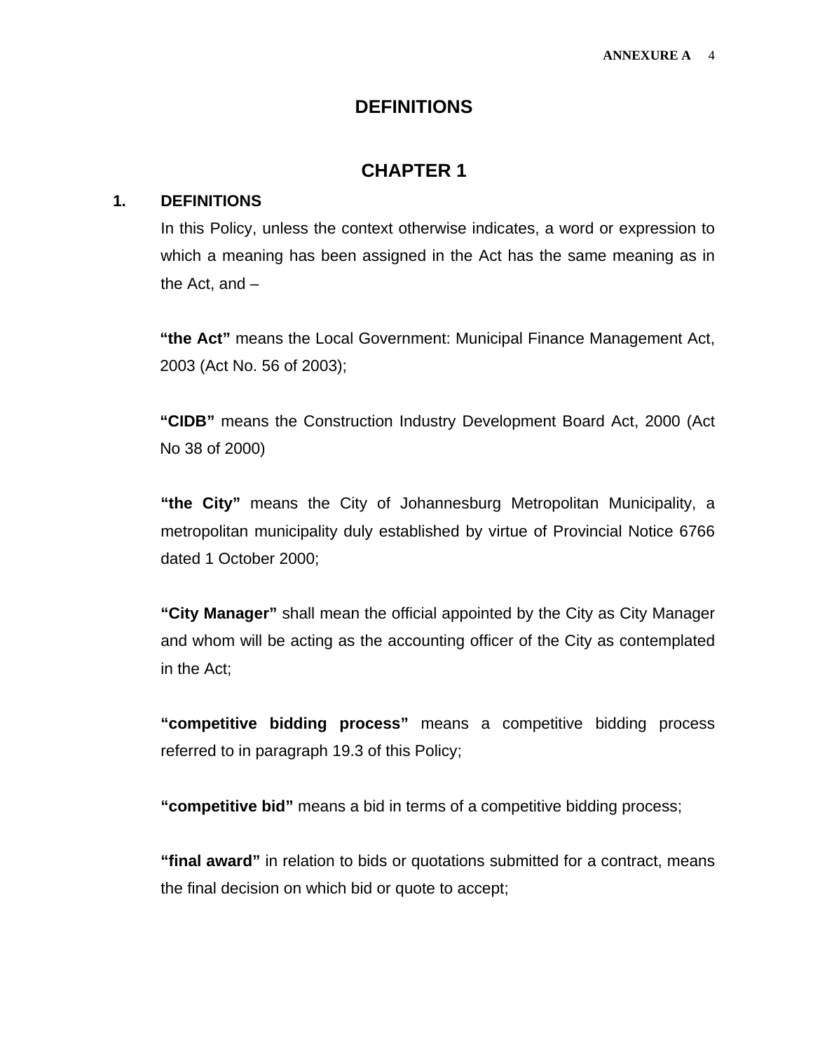# DEFINITIONS

## CHAPTER 1

### 1. DEFINITIONS

In this Policy, unless the context otherwise indicates, a word or expression to which a meaning has been assigned in the Act has the same meaning as in the Act, and –

**"the Act"** means the Local Government: Municipal Finance Management Act, 2003 (Act No. 56 of 2003);

**"CIDB"** means the Construction Industry Development Board Act, 2000 (Act No 38 of 2000)

**"the City"** means the City of Johannesburg Metropolitan Municipality, a metropolitan municipality duly established by virtue of Provincial Notice 6766 dated 1 October 2000;

**"City Manager"** shall mean the official appointed by the City as City Manager and whom will be acting as the accounting officer of the City as contemplated in the Act;

**"competitive bidding process"** means a competitive bidding process referred to in paragraph 19.3 of this Policy;

**"competitive bid"** means a bid in terms of a competitive bidding process;

**"final award"** in relation to bids or quotations submitted for a contract, means the final decision on which bid or quote to accept;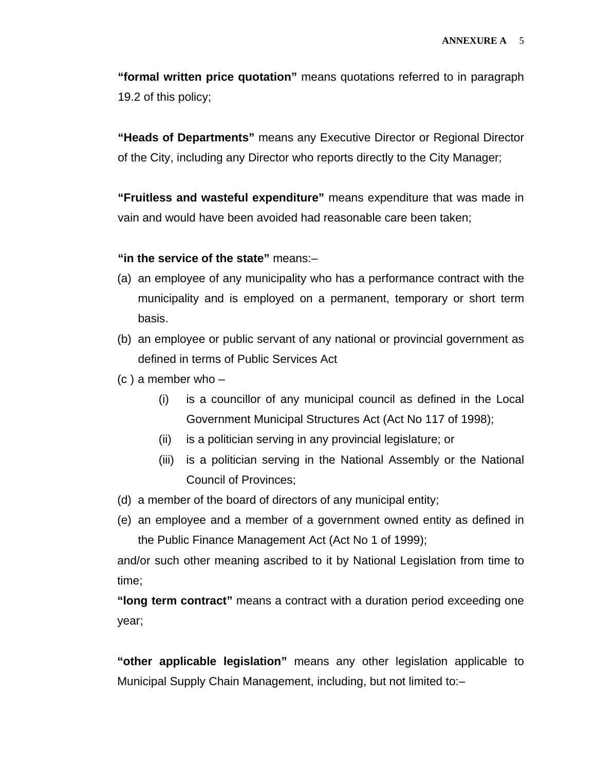**"formal written price quotation"** means quotations referred to in paragraph 19.2 of this policy;

**"Heads of Departments"** means any Executive Director or Regional Director of the City, including any Director who reports directly to the City Manager;

**"Fruitless and wasteful expenditure"** means expenditure that was made in vain and would have been avoided had reasonable care been taken;

**"in the service of the state"** means:–

(a) an employee of any municipality who has a performance contract with the municipality and is employed on a permanent, temporary or short term basis.

(b) an employee or public servant of any national or provincial government as defined in terms of Public Services Act

(c ) a member who –

   (i) is a councillor of any municipal council as defined in the Local Government Municipal Structures Act (Act No 117 of 1998);

   (ii) is a politician serving in any provincial legislature; or

   (iii) is a politician serving in the National Assembly or the National Council of Provinces;

(d) a member of the board of directors of any municipal entity;

(e) an employee and a member of a government owned entity as defined in the Public Finance Management Act (Act No 1 of 1999);

and/or such other meaning ascribed to it by National Legislation from time to time;

**"long term contract"** means a contract with a duration period exceeding one year;

**"other applicable legislation"** means any other legislation applicable to Municipal Supply Chain Management, including, but not limited to:–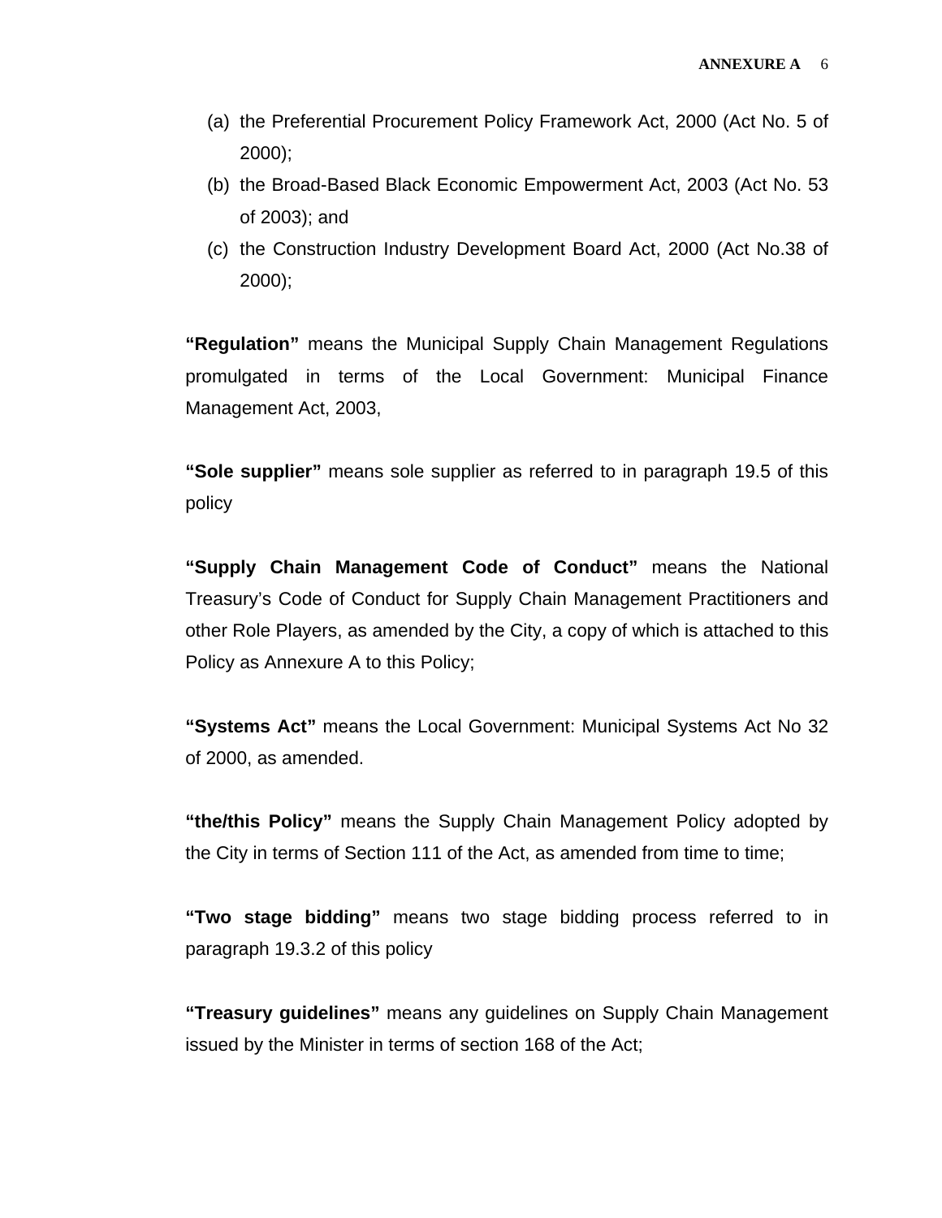(a) the Preferential Procurement Policy Framework Act, 2000 (Act No. 5 of 2000);
(b) the Broad-Based Black Economic Empowerment Act, 2003 (Act No. 53 of 2003); and
(c) the Construction Industry Development Board Act, 2000 (Act No.38 of 2000);

**"Regulation"** means the Municipal Supply Chain Management Regulations promulgated in terms of the Local Government: Municipal Finance Management Act, 2003,

**"Sole supplier"** means sole supplier as referred to in paragraph 19.5 of this policy

**"Supply Chain Management Code of Conduct"** means the National Treasury's Code of Conduct for Supply Chain Management Practitioners and other Role Players, as amended by the City, a copy of which is attached to this Policy as Annexure A to this Policy;

**"Systems Act"** means the Local Government: Municipal Systems Act No 32 of 2000, as amended.

**"the/this Policy"** means the Supply Chain Management Policy adopted by the City in terms of Section 111 of the Act, as amended from time to time;

**"Two stage bidding"** means two stage bidding process referred to in paragraph 19.3.2 of this policy

**"Treasury guidelines"** means any guidelines on Supply Chain Management issued by the Minister in terms of section 168 of the Act;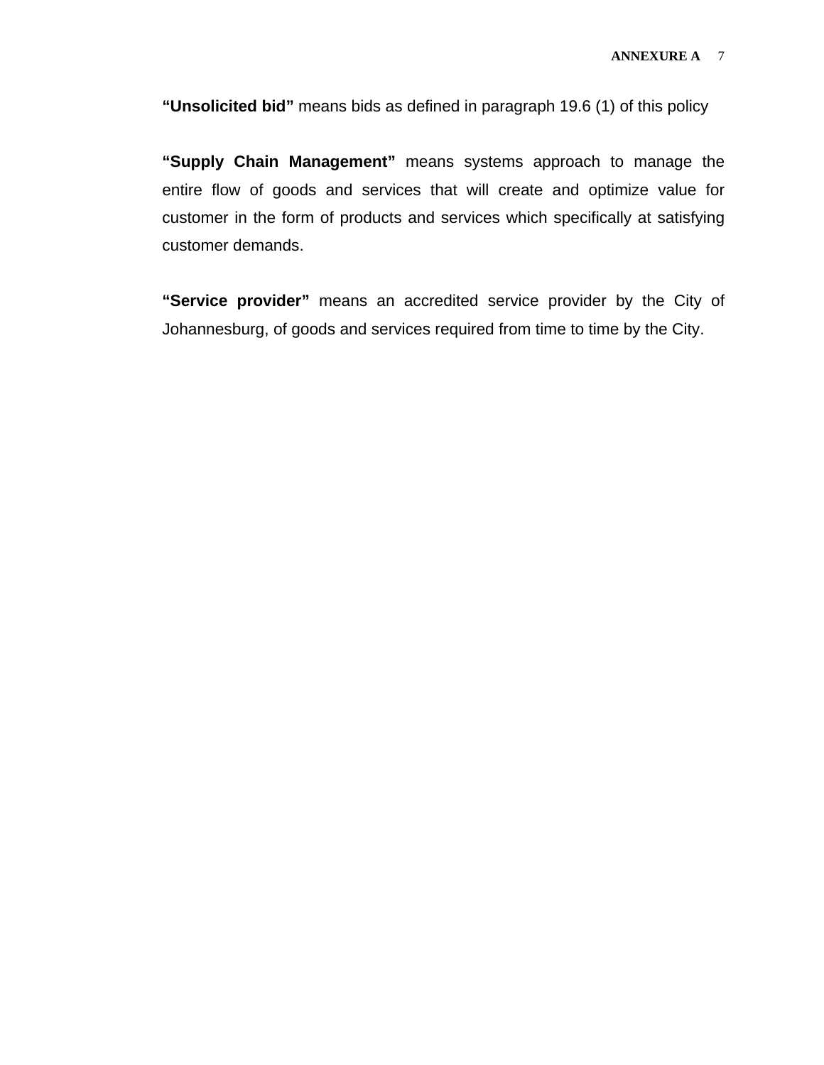**“Unsolicited bid”** means bids as defined in paragraph 19.6 (1) of this policy

**“Supply Chain Management”** means systems approach to manage the entire flow of goods and services that will create and optimize value for customer in the form of products and services which specifically at satisfying customer demands.

**“Service provider”** means an accredited service provider by the City of Johannesburg, of goods and services required from time to time by the City.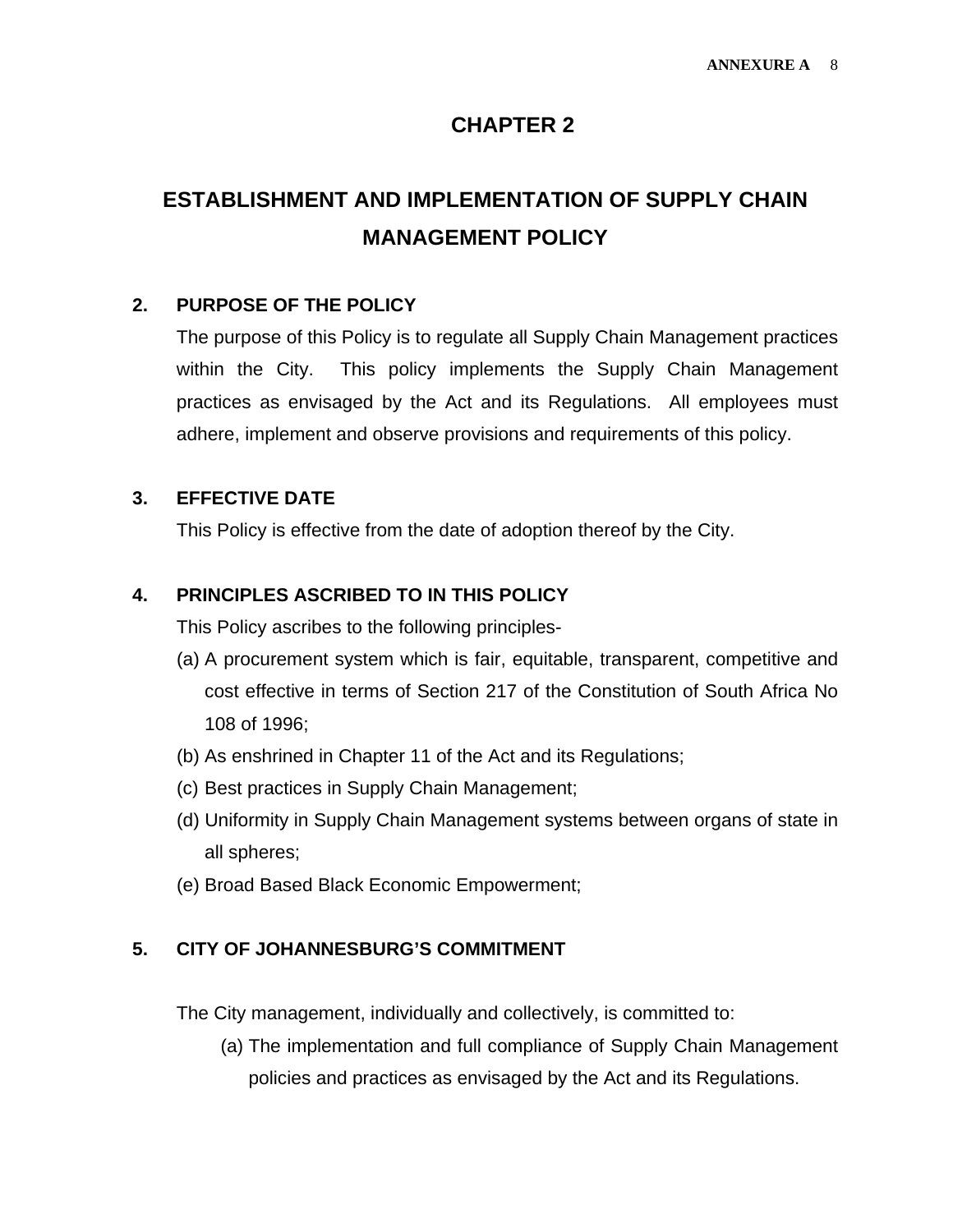# CHAPTER 2

# ESTABLISHMENT AND IMPLEMENTATION OF SUPPLY CHAIN MANAGEMENT POLICY

## 2. PURPOSE OF THE POLICY

The purpose of this Policy is to regulate all Supply Chain Management practices within the City. This policy implements the Supply Chain Management practices as envisaged by the Act and its Regulations. All employees must adhere, implement and observe provisions and requirements of this policy.

## 3. EFFECTIVE DATE

This Policy is effective from the date of adoption thereof by the City.

## 4. PRINCIPLES ASCRIBED TO IN THIS POLICY

This Policy ascribes to the following principles-

(a) A procurement system which is fair, equitable, transparent, competitive and cost effective in terms of Section 217 of the Constitution of South Africa No 108 of 1996;

(b) As enshrined in Chapter 11 of the Act and its Regulations;

(c) Best practices in Supply Chain Management;

(d) Uniformity in Supply Chain Management systems between organs of state in all spheres;

(e) Broad Based Black Economic Empowerment;

## 5. CITY OF JOHANNESBURG'S COMMITMENT

The City management, individually and collectively, is committed to:

(a) The implementation and full compliance of Supply Chain Management policies and practices as envisaged by the Act and its Regulations.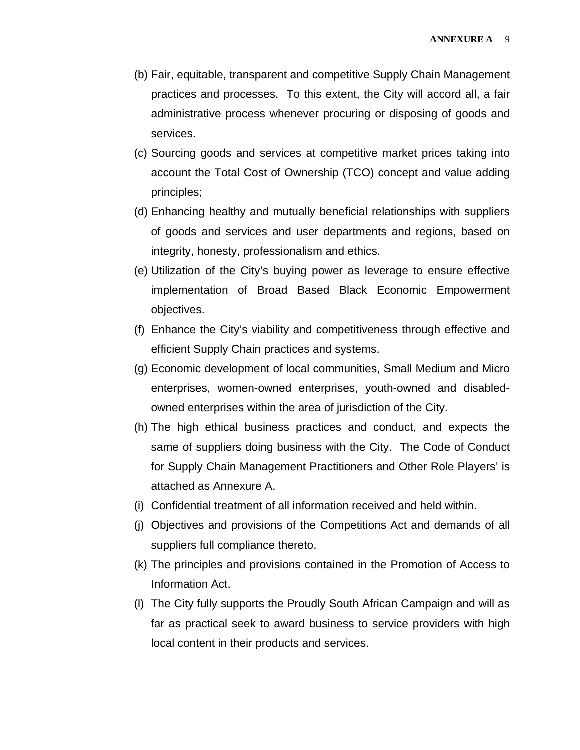(b) Fair, equitable, transparent and competitive Supply Chain Management practices and processes. To this extent, the City will accord all, a fair administrative process whenever procuring or disposing of goods and services.

(c) Sourcing goods and services at competitive market prices taking into account the Total Cost of Ownership (TCO) concept and value adding principles;

(d) Enhancing healthy and mutually beneficial relationships with suppliers of goods and services and user departments and regions, based on integrity, honesty, professionalism and ethics.

(e) Utilization of the City's buying power as leverage to ensure effective implementation of Broad Based Black Economic Empowerment objectives.

(f) Enhance the City's viability and competitiveness through effective and efficient Supply Chain practices and systems.

(g) Economic development of local communities, Small Medium and Micro enterprises, women-owned enterprises, youth-owned and disabled-owned enterprises within the area of jurisdiction of the City.

(h) The high ethical business practices and conduct, and expects the same of suppliers doing business with the City. The Code of Conduct for Supply Chain Management Practitioners and Other Role Players' is attached as Annexure A.

(i) Confidential treatment of all information received and held within.

(j) Objectives and provisions of the Competitions Act and demands of all suppliers full compliance thereto.

(k) The principles and provisions contained in the Promotion of Access to Information Act.

(l) The City fully supports the Proudly South African Campaign and will as far as practical seek to award business to service providers with high local content in their products and services.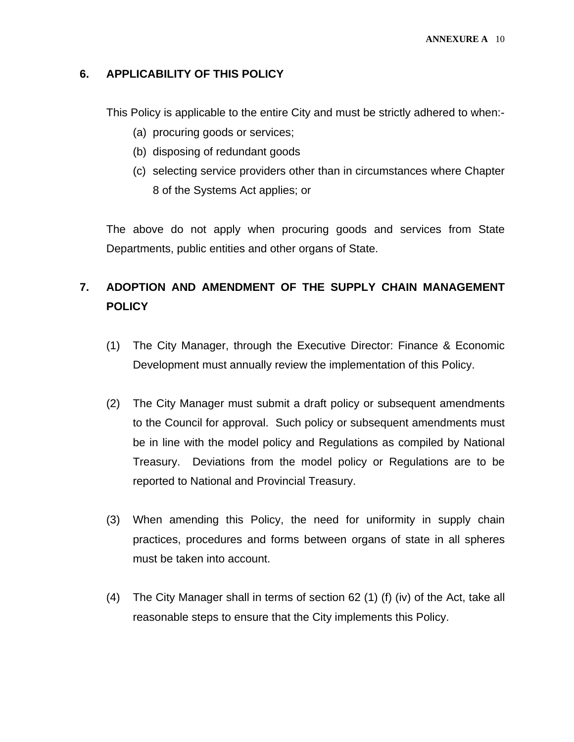## 6. APPLICABILITY OF THIS POLICY

This Policy is applicable to the entire City and must be strictly adhered to when:-

(a) procuring goods or services;
(b) disposing of redundant goods
(c) selecting service providers other than in circumstances where Chapter 8 of the Systems Act applies; or

The above do not apply when procuring goods and services from State Departments, public entities and other organs of State.

## 7. ADOPTION AND AMENDMENT OF THE SUPPLY CHAIN MANAGEMENT POLICY

(1) The City Manager, through the Executive Director: Finance & Economic Development must annually review the implementation of this Policy.

(2) The City Manager must submit a draft policy or subsequent amendments to the Council for approval. Such policy or subsequent amendments must be in line with the model policy and Regulations as compiled by National Treasury. Deviations from the model policy or Regulations are to be reported to National and Provincial Treasury.

(3) When amending this Policy, the need for uniformity in supply chain practices, procedures and forms between organs of state in all spheres must be taken into account.

(4) The City Manager shall in terms of section 62 (1) (f) (iv) of the Act, take all reasonable steps to ensure that the City implements this Policy.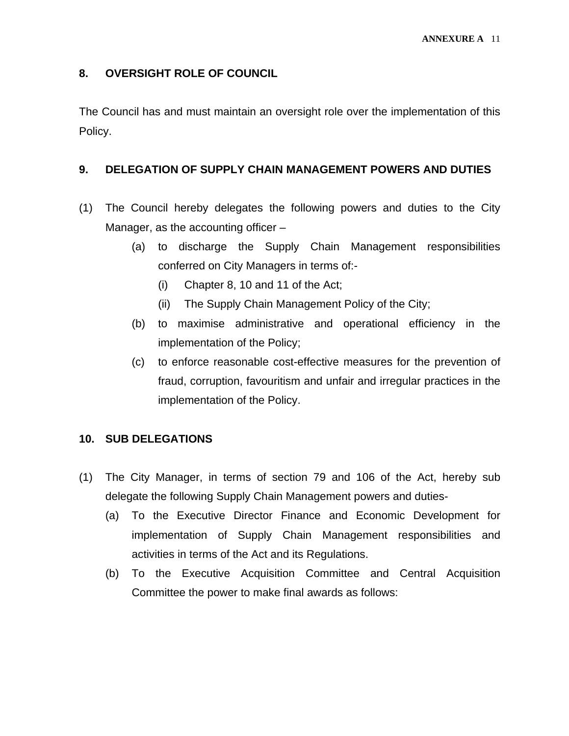## 8. OVERSIGHT ROLE OF COUNCIL

The Council has and must maintain an oversight role over the implementation of this Policy.

## 9. DELEGATION OF SUPPLY CHAIN MANAGEMENT POWERS AND DUTIES

(1) The Council hereby delegates the following powers and duties to the City Manager, as the accounting officer –

- (a) to discharge the Supply Chain Management responsibilities conferred on City Managers in terms of:-
  - (i) Chapter 8, 10 and 11 of the Act;
  - (ii) The Supply Chain Management Policy of the City;
- (b) to maximise administrative and operational efficiency in the implementation of the Policy;
- (c) to enforce reasonable cost-effective measures for the prevention of fraud, corruption, favouritism and unfair and irregular practices in the implementation of the Policy.

## 10. SUB DELEGATIONS

(1) The City Manager, in terms of section 79 and 106 of the Act, hereby sub delegate the following Supply Chain Management powers and duties-

- (a) To the Executive Director Finance and Economic Development for implementation of Supply Chain Management responsibilities and activities in terms of the Act and its Regulations.
- (b) To the Executive Acquisition Committee and Central Acquisition Committee the power to make final awards as follows: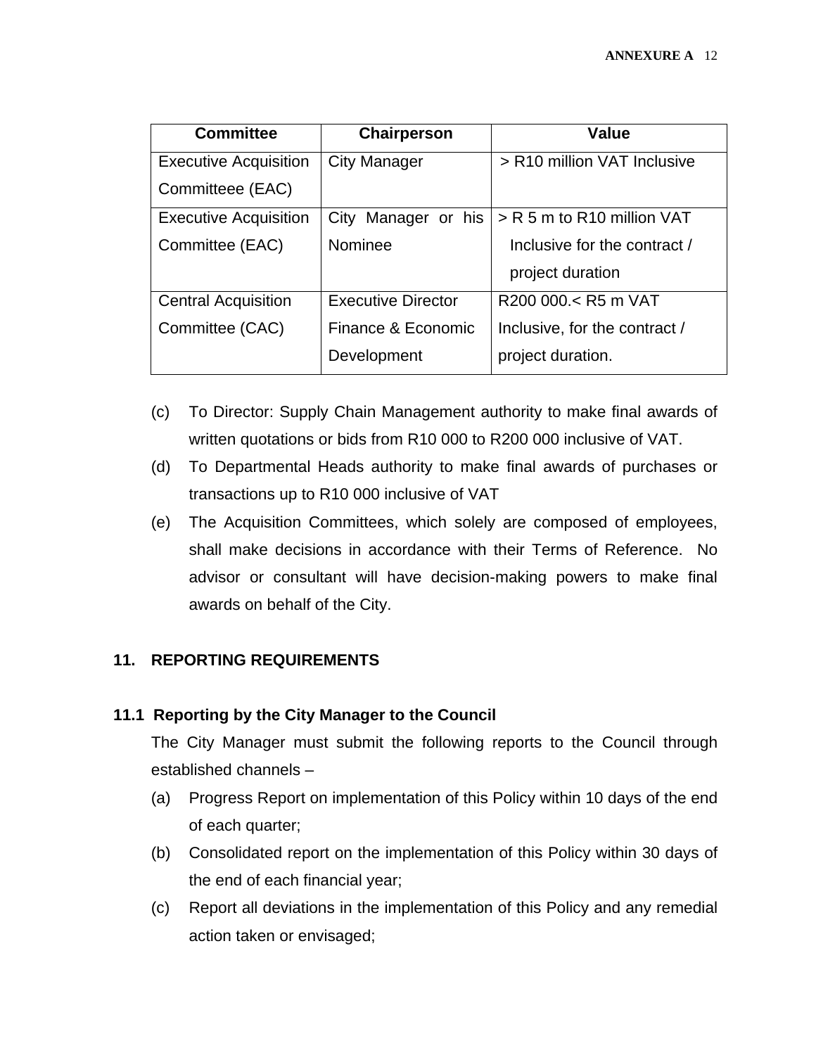| Committee | Chairperson | Value |
|---|---|---|
| Executive Acquisition Committeee (EAC) | City Manager | > R10 million VAT Inclusive |
| Executive Acquisition Committee (EAC) | City Manager or his Nominee | > R 5 m to R10 million VAT Inclusive for the contract / project duration |
| Central Acquisition Committee (CAC) | Executive Director Finance & Economic Development | R200 000.< R5 m VAT Inclusive, for the contract / project duration. |

(c) To Director: Supply Chain Management authority to make final awards of written quotations or bids from R10 000 to R200 000 inclusive of VAT.

(d) To Departmental Heads authority to make final awards of purchases or transactions up to R10 000 inclusive of VAT

(e) The Acquisition Committees, which solely are composed of employees, shall make decisions in accordance with their Terms of Reference. No advisor or consultant will have decision-making powers to make final awards on behalf of the City.

## 11. REPORTING REQUIREMENTS

### 11.1 Reporting by the City Manager to the Council

The City Manager must submit the following reports to the Council through established channels –

(a) Progress Report on implementation of this Policy within 10 days of the end of each quarter;

(b) Consolidated report on the implementation of this Policy within 30 days of the end of each financial year;

(c) Report all deviations in the implementation of this Policy and any remedial action taken or envisaged;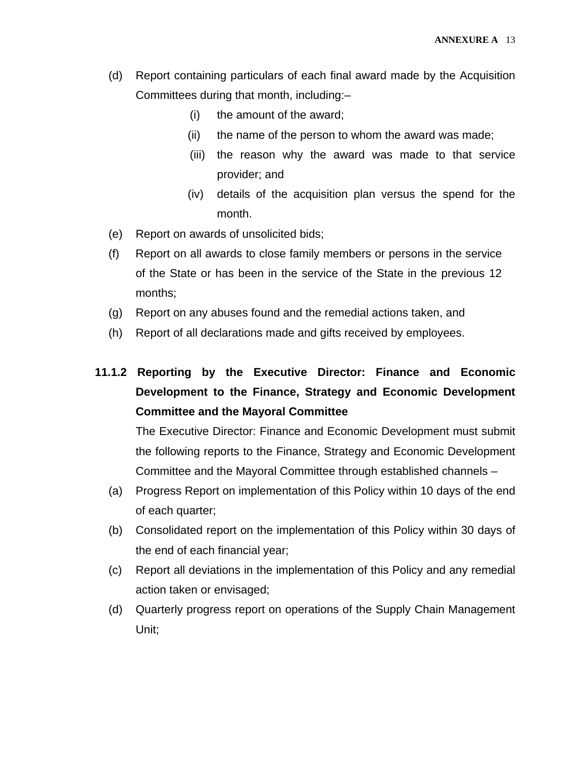(d) Report containing particulars of each final award made by the Acquisition Committees during that month, including:–

   (i) the amount of the award;

   (ii) the name of the person to whom the award was made;

   (iii) the reason why the award was made to that service provider; and

   (iv) details of the acquisition plan versus the spend for the month.

(e) Report on awards of unsolicited bids;

(f) Report on all awards to close family members or persons in the service of the State or has been in the service of the State in the previous 12 months;

(g) Report on any abuses found and the remedial actions taken, and

(h) Report of all declarations made and gifts received by employees.

**11.1.2 Reporting by the Executive Director: Finance and Economic Development to the Finance, Strategy and Economic Development Committee and the Mayoral Committee**

The Executive Director: Finance and Economic Development must submit the following reports to the Finance, Strategy and Economic Development Committee and the Mayoral Committee through established channels –

(a) Progress Report on implementation of this Policy within 10 days of the end of each quarter;

(b) Consolidated report on the implementation of this Policy within 30 days of the end of each financial year;

(c) Report all deviations in the implementation of this Policy and any remedial action taken or envisaged;

(d) Quarterly progress report on operations of the Supply Chain Management Unit;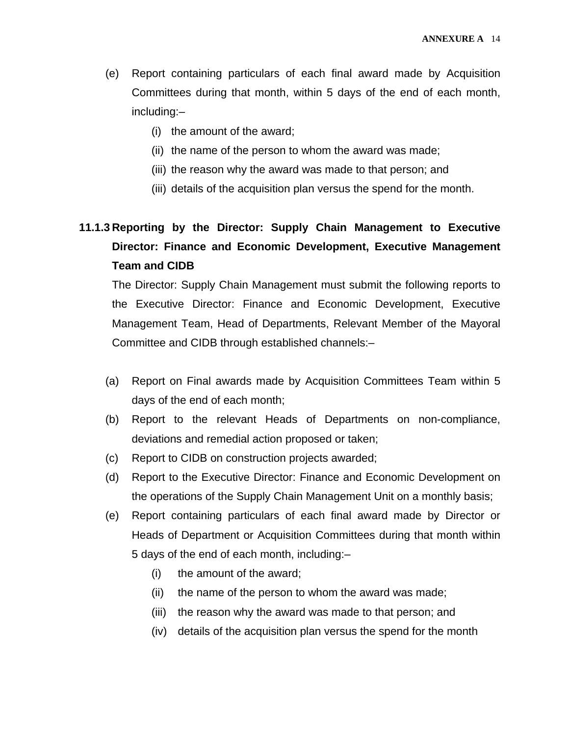(e) Report containing particulars of each final award made by Acquisition Committees during that month, within 5 days of the end of each month, including:–

   (i) the amount of the award;
   (ii) the name of the person to whom the award was made;
   (iii) the reason why the award was made to that person; and
   (iii) details of the acquisition plan versus the spend for the month.

**11.1.3 Reporting by the Director: Supply Chain Management to Executive Director: Finance and Economic Development, Executive Management Team and CIDB**

The Director: Supply Chain Management must submit the following reports to the Executive Director: Finance and Economic Development, Executive Management Team, Head of Departments, Relevant Member of the Mayoral Committee and CIDB through established channels:–

(a) Report on Final awards made by Acquisition Committees Team within 5 days of the end of each month;

(b) Report to the relevant Heads of Departments on non-compliance, deviations and remedial action proposed or taken;

(c) Report to CIDB on construction projects awarded;

(d) Report to the Executive Director: Finance and Economic Development on the operations of the Supply Chain Management Unit on a monthly basis;

(e) Report containing particulars of each final award made by Director or Heads of Department or Acquisition Committees during that month within 5 days of the end of each month, including:–

   (i) the amount of the award;
   (ii) the name of the person to whom the award was made;
   (iii) the reason why the award was made to that person; and
   (iv) details of the acquisition plan versus the spend for the month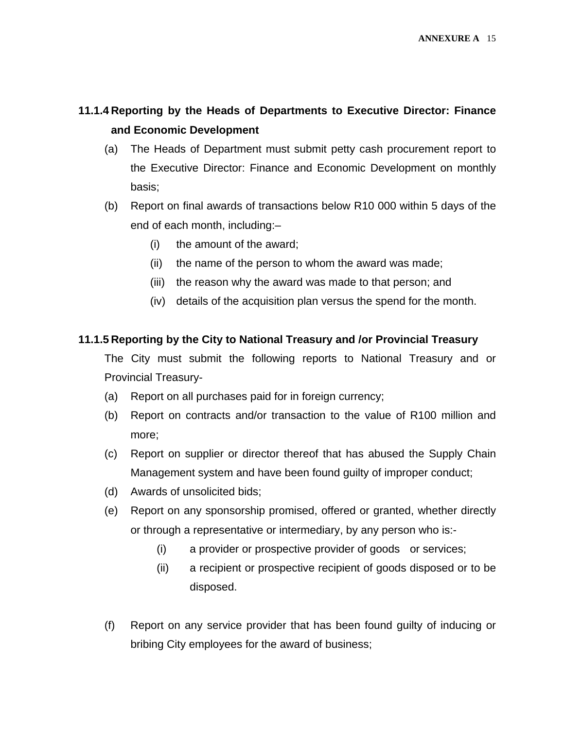**11.1.4 Reporting by the Heads of Departments to Executive Director: Finance and Economic Development**

(a) The Heads of Department must submit petty cash procurement report to the Executive Director: Finance and Economic Development on monthly basis;

(b) Report on final awards of transactions below R10 000 within 5 days of the end of each month, including:–

   (i) the amount of the award;

   (ii) the name of the person to whom the award was made;

   (iii) the reason why the award was made to that person; and

   (iv) details of the acquisition plan versus the spend for the month.

**11.1.5 Reporting by the City to National Treasury and /or Provincial Treasury**

The City must submit the following reports to National Treasury and or Provincial Treasury-

(a) Report on all purchases paid for in foreign currency;

(b) Report on contracts and/or transaction to the value of R100 million and more;

(c) Report on supplier or director thereof that has abused the Supply Chain Management system and have been found guilty of improper conduct;

(d) Awards of unsolicited bids;

(e) Report on any sponsorship promised, offered or granted, whether directly or through a representative or intermediary, by any person who is:-

   (i) a provider or prospective provider of goods or services;

   (ii) a recipient or prospective recipient of goods disposed or to be disposed.

(f) Report on any service provider that has been found guilty of inducing or bribing City employees for the award of business;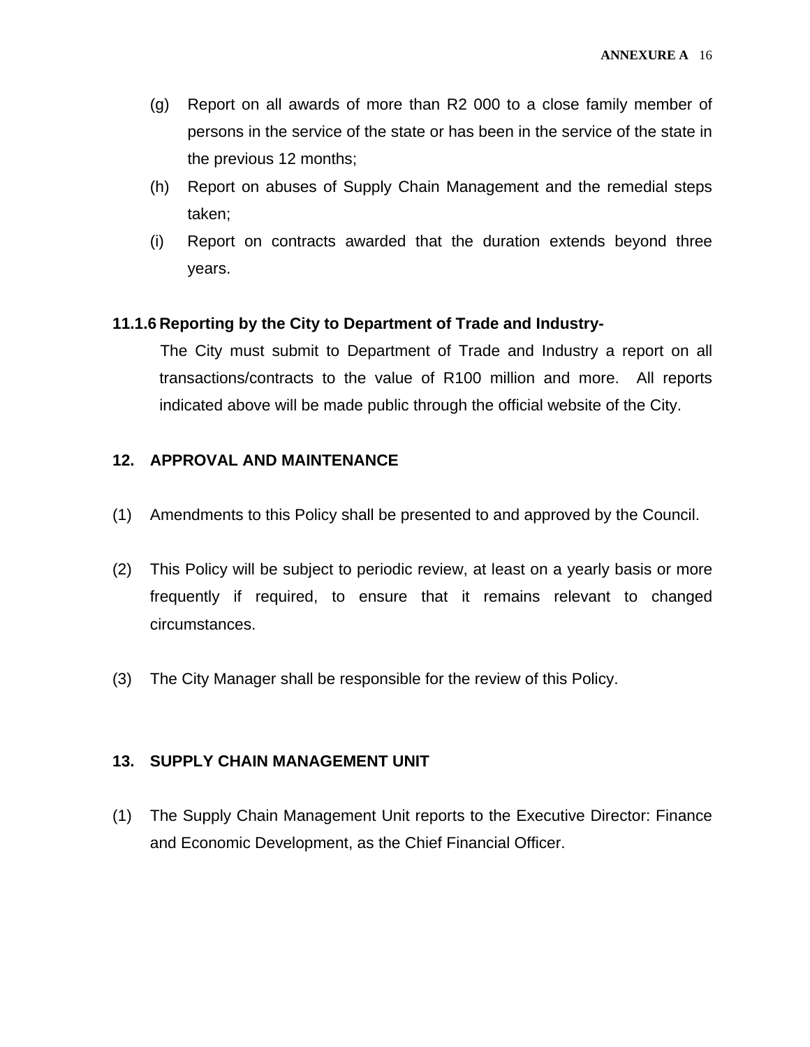(g) Report on all awards of more than R2 000 to a close family member of persons in the service of the state or has been in the service of the state in the previous 12 months;

(h) Report on abuses of Supply Chain Management and the remedial steps taken;

(i) Report on contracts awarded that the duration extends beyond three years.

**11.1.6 Reporting by the City to Department of Trade and Industry-**

The City must submit to Department of Trade and Industry a report on all transactions/contracts to the value of R100 million and more. All reports indicated above will be made public through the official website of the City.

## 12. APPROVAL AND MAINTENANCE

(1) Amendments to this Policy shall be presented to and approved by the Council.

(2) This Policy will be subject to periodic review, at least on a yearly basis or more frequently if required, to ensure that it remains relevant to changed circumstances.

(3) The City Manager shall be responsible for the review of this Policy.

## 13. SUPPLY CHAIN MANAGEMENT UNIT

(1) The Supply Chain Management Unit reports to the Executive Director: Finance and Economic Development, as the Chief Financial Officer.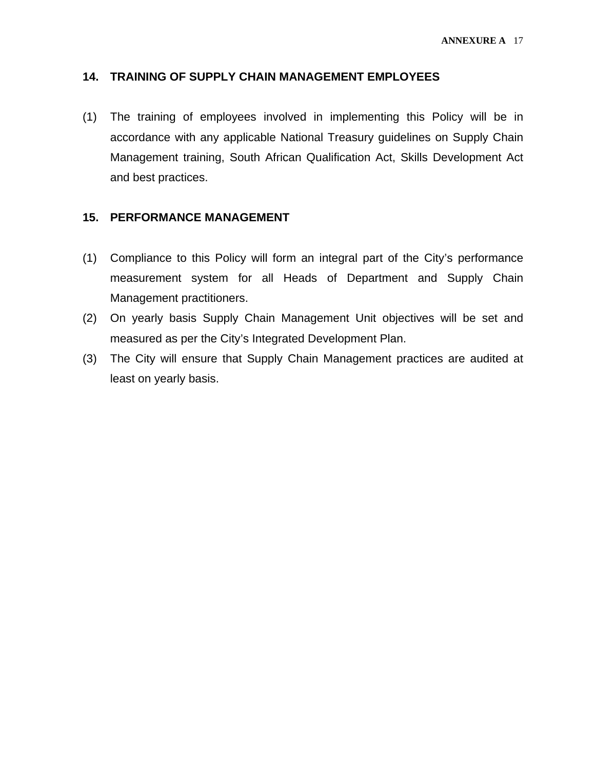## 14. TRAINING OF SUPPLY CHAIN MANAGEMENT EMPLOYEES

(1) The training of employees involved in implementing this Policy will be in accordance with any applicable National Treasury guidelines on Supply Chain Management training, South African Qualification Act, Skills Development Act and best practices.

## 15. PERFORMANCE MANAGEMENT

(1) Compliance to this Policy will form an integral part of the City's performance measurement system for all Heads of Department and Supply Chain Management practitioners.

(2) On yearly basis Supply Chain Management Unit objectives will be set and measured as per the City's Integrated Development Plan.

(3) The City will ensure that Supply Chain Management practices are audited at least on yearly basis.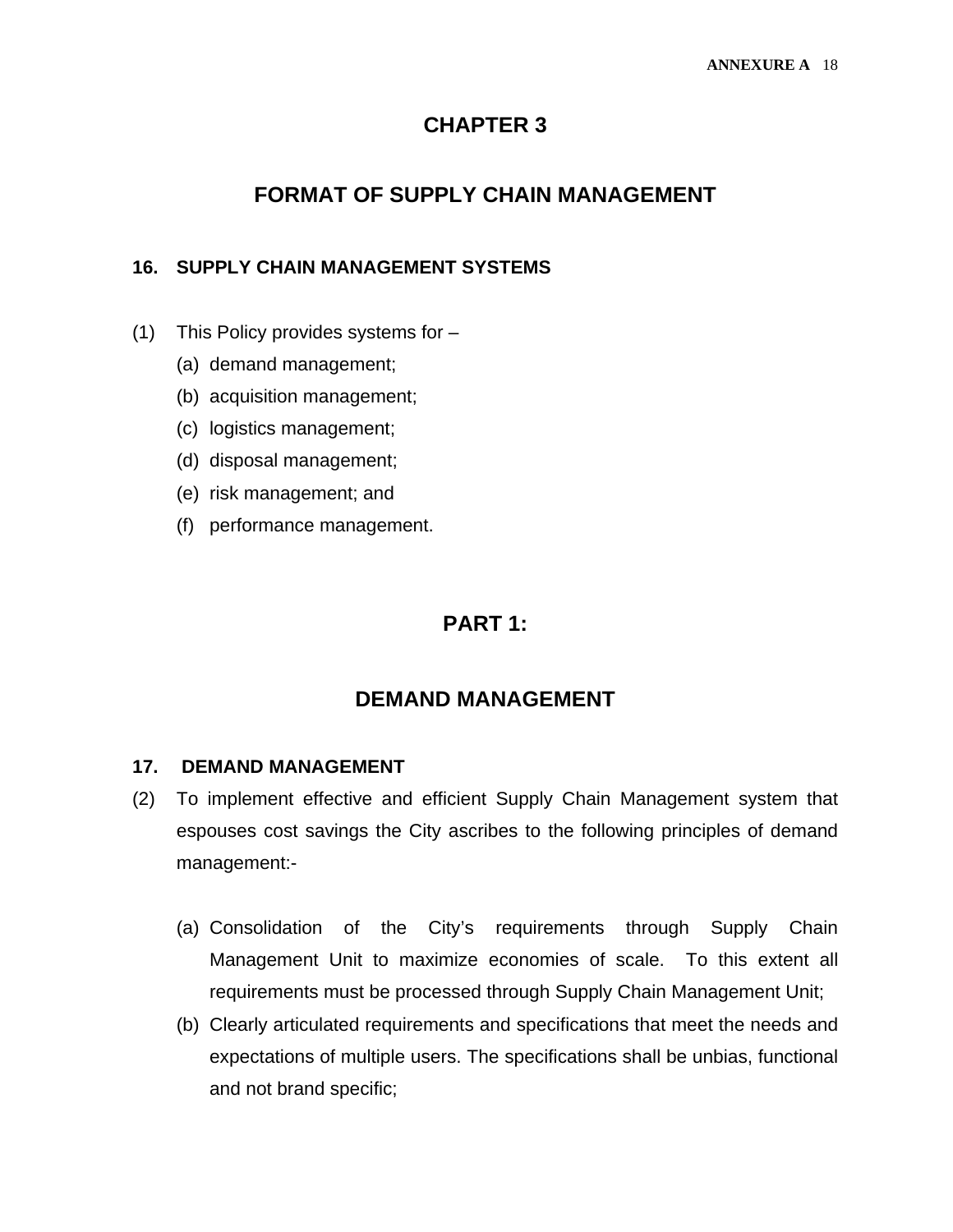# CHAPTER 3

# FORMAT OF SUPPLY CHAIN MANAGEMENT

### 16. SUPPLY CHAIN MANAGEMENT SYSTEMS

(1) This Policy provides systems for –

- (a) demand management;
- (b) acquisition management;
- (c) logistics management;
- (d) disposal management;
- (e) risk management; and
- (f) performance management.

## PART 1:

## DEMAND MANAGEMENT

### 17. DEMAND MANAGEMENT

(2) To implement effective and efficient Supply Chain Management system that espouses cost savings the City ascribes to the following principles of demand management:-

- (a) Consolidation of the City's requirements through Supply Chain Management Unit to maximize economies of scale. To this extent all requirements must be processed through Supply Chain Management Unit;
- (b) Clearly articulated requirements and specifications that meet the needs and expectations of multiple users. The specifications shall be unbias, functional and not brand specific;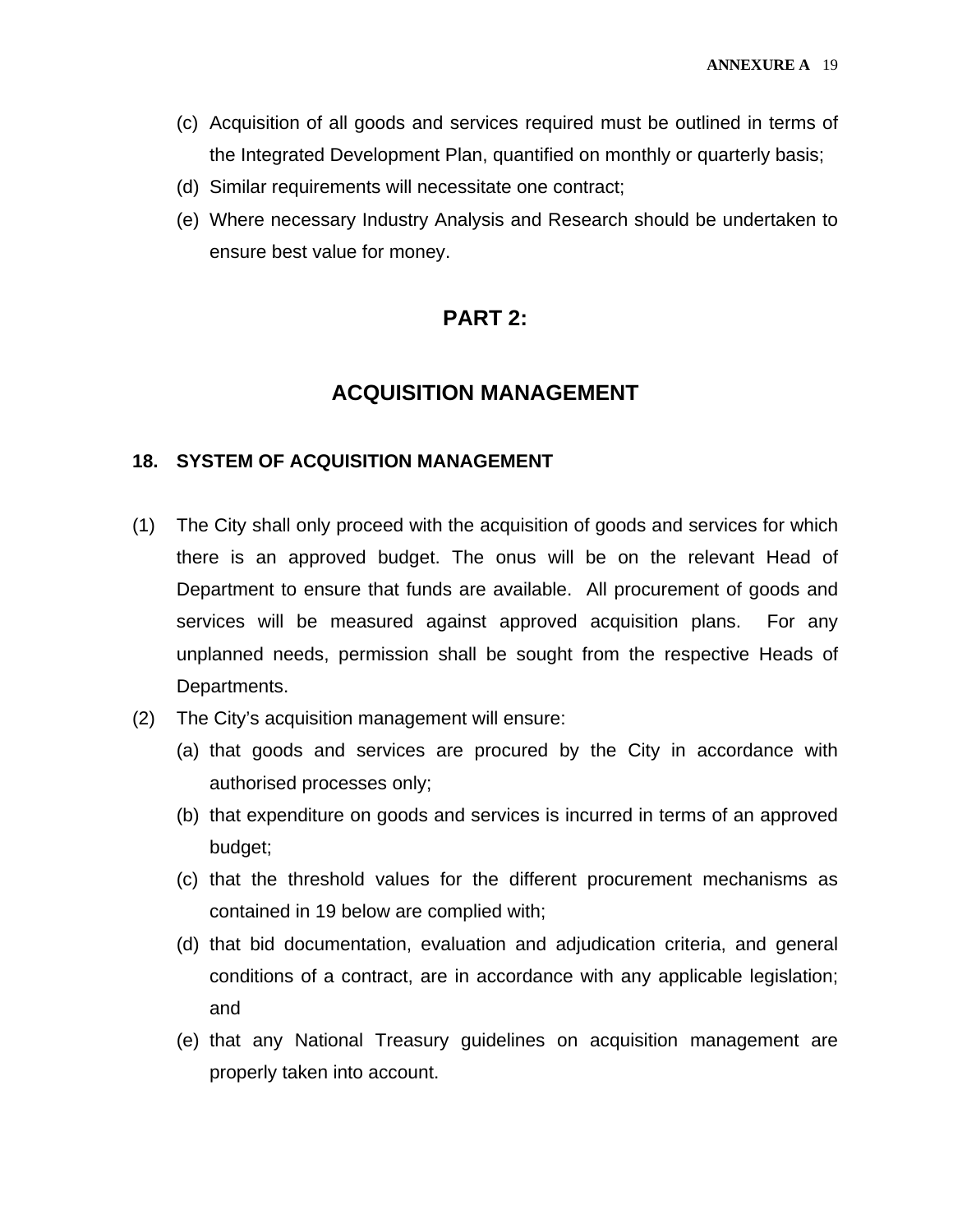(c) Acquisition of all goods and services required must be outlined in terms of the Integrated Development Plan, quantified on monthly or quarterly basis;

(d) Similar requirements will necessitate one contract;

(e) Where necessary Industry Analysis and Research should be undertaken to ensure best value for money.

## PART 2:

## ACQUISITION MANAGEMENT

### 18. SYSTEM OF ACQUISITION MANAGEMENT

(1) The City shall only proceed with the acquisition of goods and services for which there is an approved budget. The onus will be on the relevant Head of Department to ensure that funds are available. All procurement of goods and services will be measured against approved acquisition plans. For any unplanned needs, permission shall be sought from the respective Heads of Departments.

(2) The City's acquisition management will ensure:

(a) that goods and services are procured by the City in accordance with authorised processes only;

(b) that expenditure on goods and services is incurred in terms of an approved budget;

(c) that the threshold values for the different procurement mechanisms as contained in 19 below are complied with;

(d) that bid documentation, evaluation and adjudication criteria, and general conditions of a contract, are in accordance with any applicable legislation; and

(e) that any National Treasury guidelines on acquisition management are properly taken into account.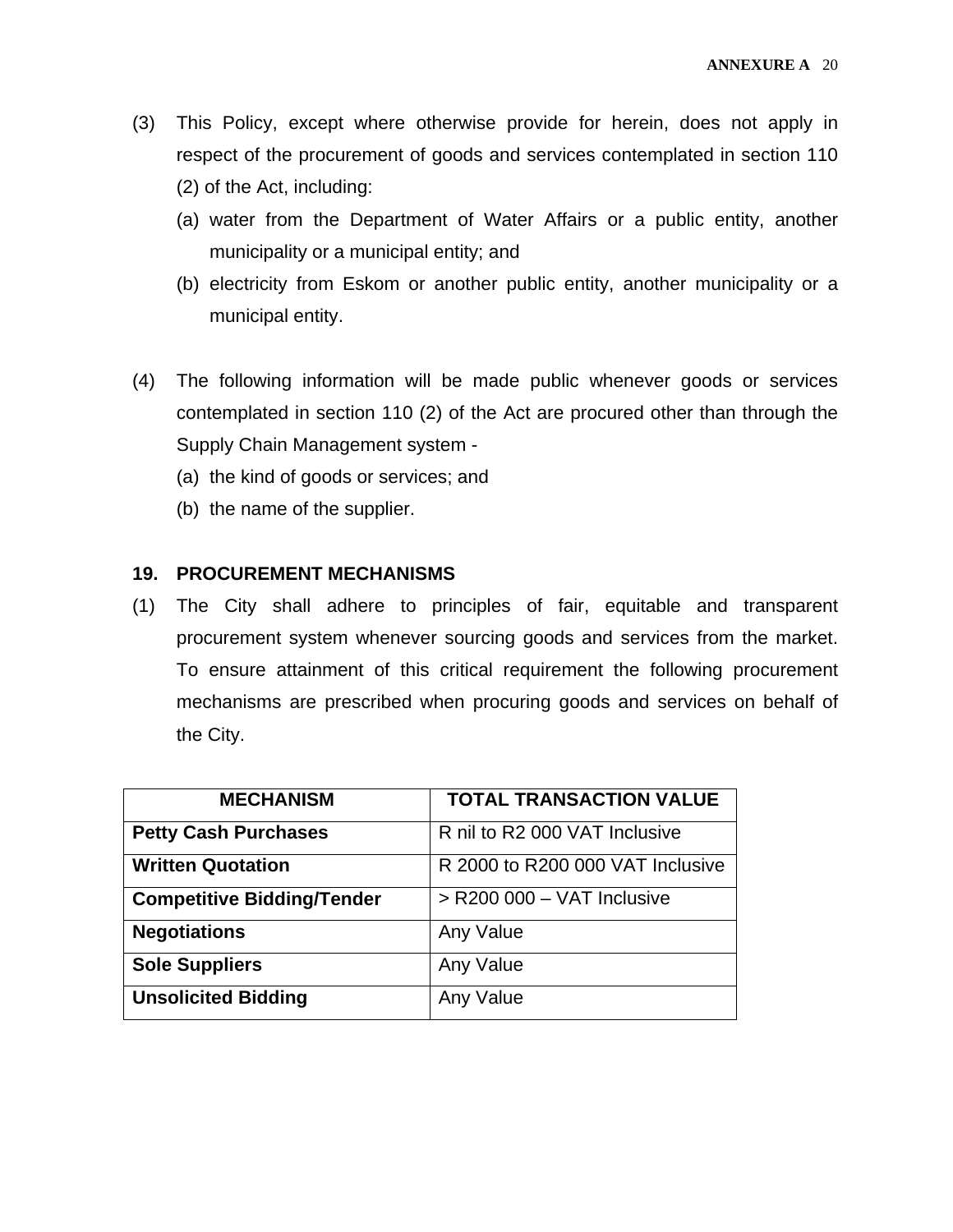(3) This Policy, except where otherwise provide for herein, does not apply in respect of the procurement of goods and services contemplated in section 110 (2) of the Act, including:

(a) water from the Department of Water Affairs or a public entity, another municipality or a municipal entity; and

(b) electricity from Eskom or another public entity, another municipality or a municipal entity.

(4) The following information will be made public whenever goods or services contemplated in section 110 (2) of the Act are procured other than through the Supply Chain Management system -

(a) the kind of goods or services; and

(b) the name of the supplier.

## 19. PROCUREMENT MECHANISMS

(1) The City shall adhere to principles of fair, equitable and transparent procurement system whenever sourcing goods and services from the market. To ensure attainment of this critical requirement the following procurement mechanisms are prescribed when procuring goods and services on behalf of the City.

| MECHANISM | TOTAL TRANSACTION VALUE |
|---|---|
| **Petty Cash Purchases** | R nil to R2 000 VAT Inclusive |
| **Written Quotation** | R 2000 to R200 000 VAT Inclusive |
| **Competitive Bidding/Tender** | > R200 000 – VAT Inclusive |
| **Negotiations** | Any Value |
| **Sole Suppliers** | Any Value |
| **Unsolicited Bidding** | Any Value |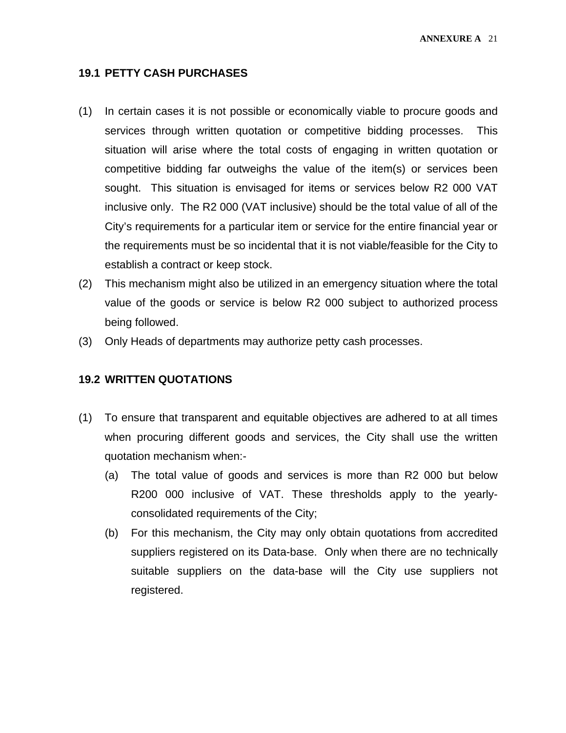### 19.1 PETTY CASH PURCHASES

(1) In certain cases it is not possible or economically viable to procure goods and services through written quotation or competitive bidding processes. This situation will arise where the total costs of engaging in written quotation or competitive bidding far outweighs the value of the item(s) or services been sought. This situation is envisaged for items or services below R2 000 VAT inclusive only. The R2 000 (VAT inclusive) should be the total value of all of the City's requirements for a particular item or service for the entire financial year or the requirements must be so incidental that it is not viable/feasible for the City to establish a contract or keep stock.

(2) This mechanism might also be utilized in an emergency situation where the total value of the goods or service is below R2 000 subject to authorized process being followed.

(3) Only Heads of departments may authorize petty cash processes.

### 19.2 WRITTEN QUOTATIONS

(1) To ensure that transparent and equitable objectives are adhered to at all times when procuring different goods and services, the City shall use the written quotation mechanism when:-

  (a) The total value of goods and services is more than R2 000 but below R200 000 inclusive of VAT. These thresholds apply to the yearly-consolidated requirements of the City;

  (b) For this mechanism, the City may only obtain quotations from accredited suppliers registered on its Data-base. Only when there are no technically suitable suppliers on the data-base will the City use suppliers not registered.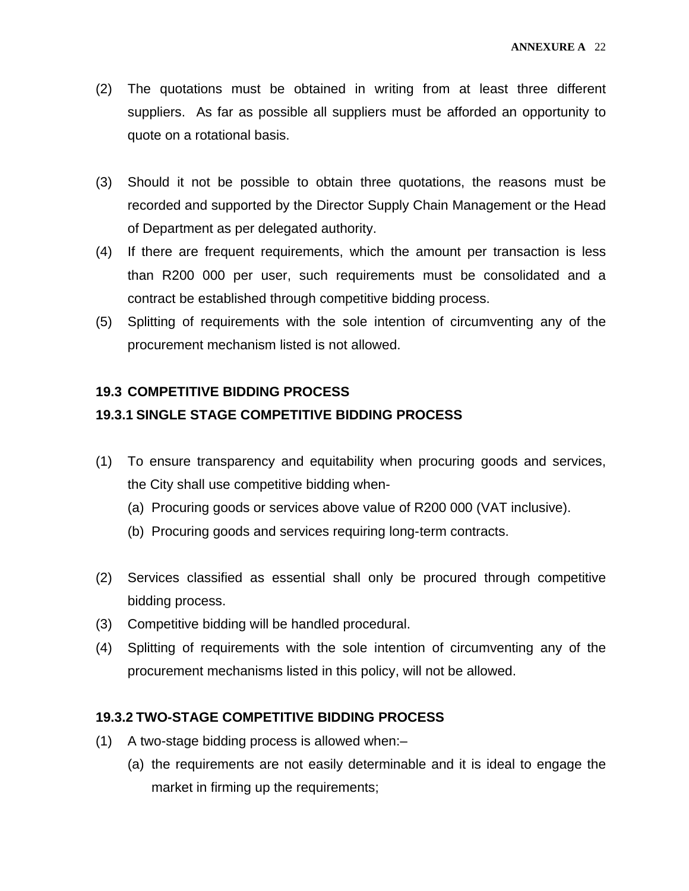(2) The quotations must be obtained in writing from at least three different suppliers. As far as possible all suppliers must be afforded an opportunity to quote on a rotational basis.

(3) Should it not be possible to obtain three quotations, the reasons must be recorded and supported by the Director Supply Chain Management or the Head of Department as per delegated authority.

(4) If there are frequent requirements, which the amount per transaction is less than R200 000 per user, such requirements must be consolidated and a contract be established through competitive bidding process.

(5) Splitting of requirements with the sole intention of circumventing any of the procurement mechanism listed is not allowed.

### 19.3 COMPETITIVE BIDDING PROCESS

#### 19.3.1 SINGLE STAGE COMPETITIVE BIDDING PROCESS

(1) To ensure transparency and equitability when procuring goods and services, the City shall use competitive bidding when-

   (a) Procuring goods or services above value of R200 000 (VAT inclusive).

   (b) Procuring goods and services requiring long-term contracts.

(2) Services classified as essential shall only be procured through competitive bidding process.

(3) Competitive bidding will be handled procedural.

(4) Splitting of requirements with the sole intention of circumventing any of the procurement mechanisms listed in this policy, will not be allowed.

#### 19.3.2 TWO-STAGE COMPETITIVE BIDDING PROCESS

(1) A two-stage bidding process is allowed when:–

   (a) the requirements are not easily determinable and it is ideal to engage the market in firming up the requirements;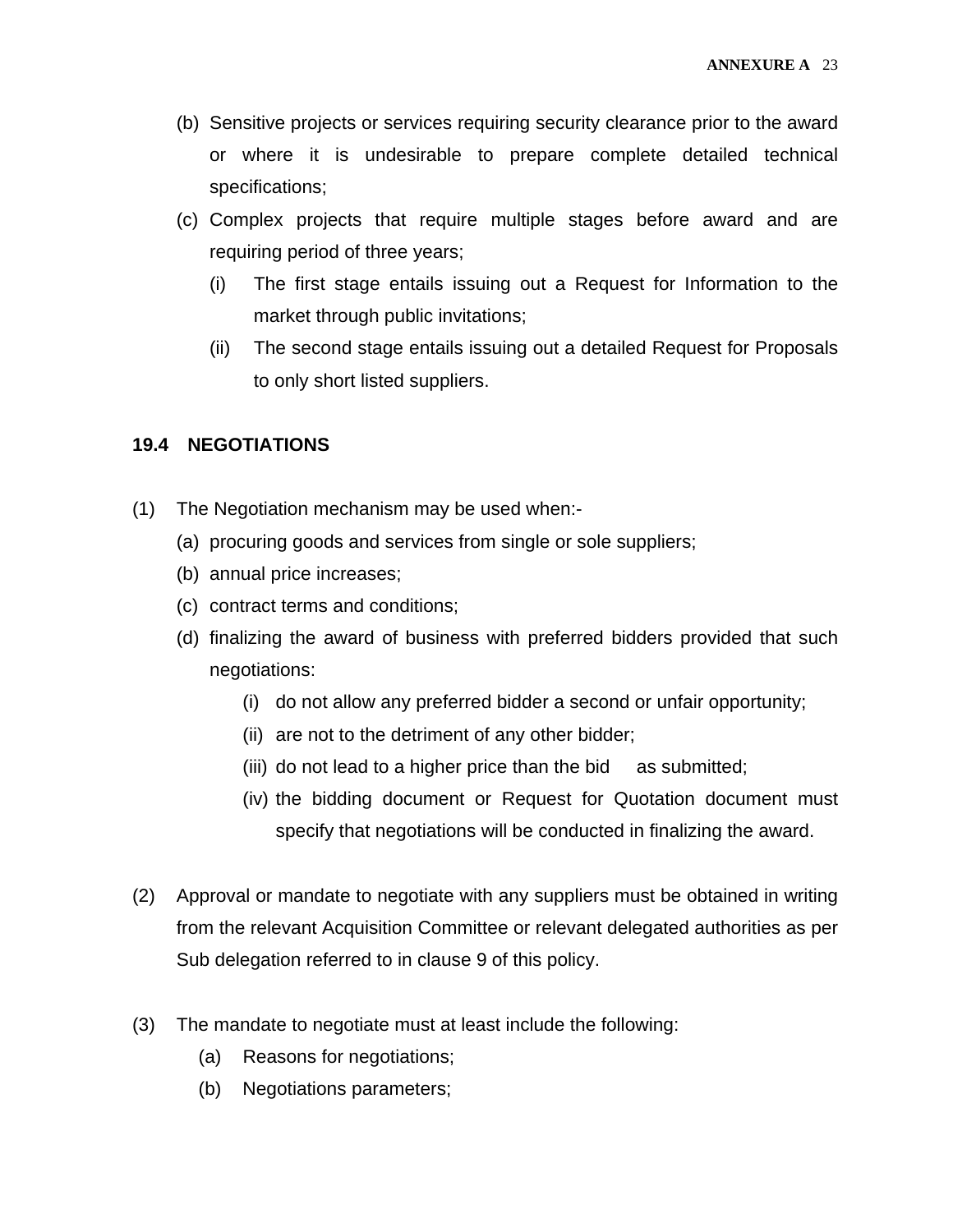(b) Sensitive projects or services requiring security clearance prior to the award or where it is undesirable to prepare complete detailed technical specifications;

(c) Complex projects that require multiple stages before award and are requiring period of three years;

   (i) The first stage entails issuing out a Request for Information to the market through public invitations;

   (ii) The second stage entails issuing out a detailed Request for Proposals to only short listed suppliers.

### 19.4 NEGOTIATIONS

(1) The Negotiation mechanism may be used when:-

   (a) procuring goods and services from single or sole suppliers;

   (b) annual price increases;

   (c) contract terms and conditions;

   (d) finalizing the award of business with preferred bidders provided that such negotiations:

      (i) do not allow any preferred bidder a second or unfair opportunity;

      (ii) are not to the detriment of any other bidder;

      (iii) do not lead to a higher price than the bid as submitted;

      (iv) the bidding document or Request for Quotation document must specify that negotiations will be conducted in finalizing the award.

(2) Approval or mandate to negotiate with any suppliers must be obtained in writing from the relevant Acquisition Committee or relevant delegated authorities as per Sub delegation referred to in clause 9 of this policy.

(3) The mandate to negotiate must at least include the following:

   (a) Reasons for negotiations;

   (b) Negotiations parameters;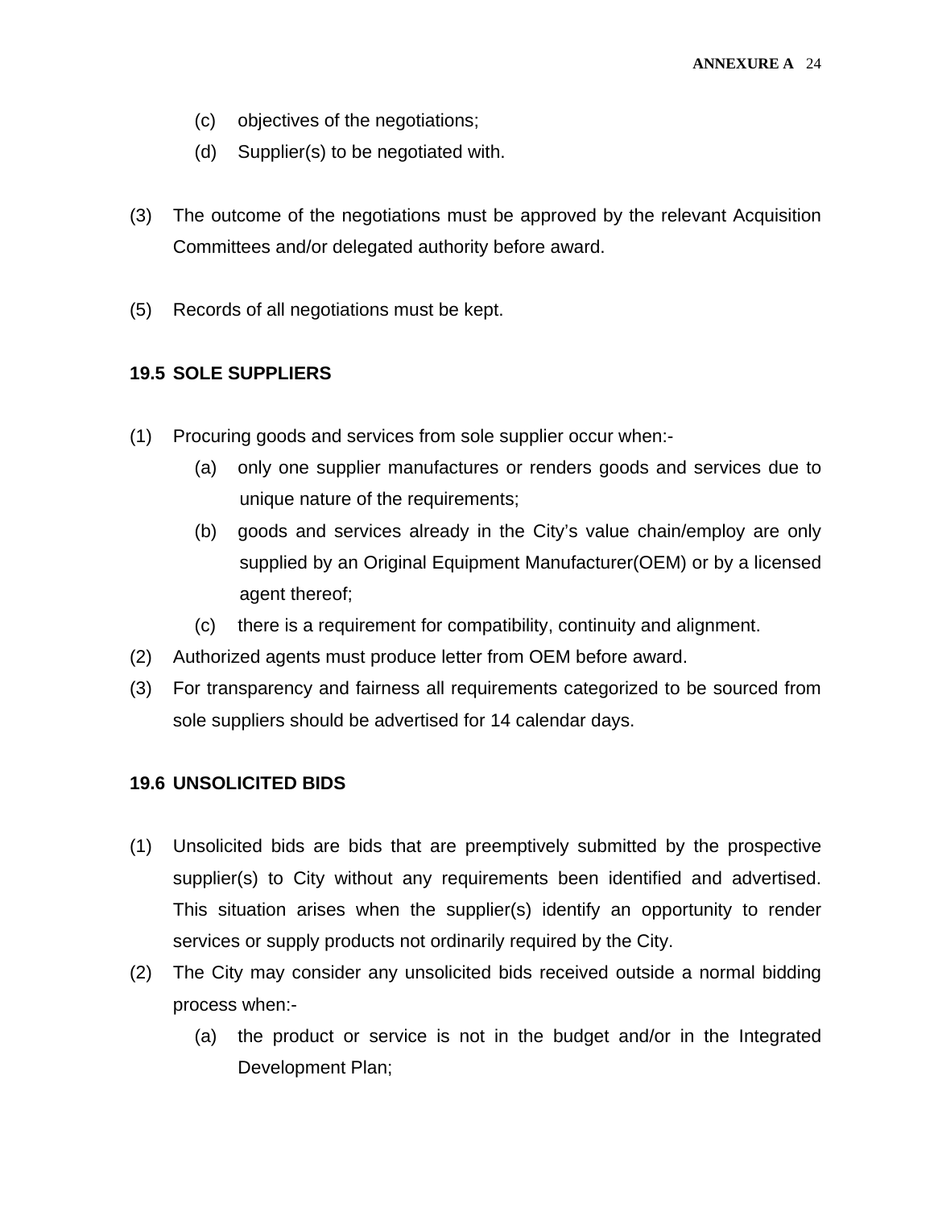(c) objectives of the negotiations;

(d) Supplier(s) to be negotiated with.

(3) The outcome of the negotiations must be approved by the relevant Acquisition Committees and/or delegated authority before award.

(5) Records of all negotiations must be kept.

**19.5 SOLE SUPPLIERS**

(1) Procuring goods and services from sole supplier occur when:-

(a) only one supplier manufactures or renders goods and services due to unique nature of the requirements;

(b) goods and services already in the City's value chain/employ are only supplied by an Original Equipment Manufacturer(OEM) or by a licensed agent thereof;

(c) there is a requirement for compatibility, continuity and alignment.

(2) Authorized agents must produce letter from OEM before award.

(3) For transparency and fairness all requirements categorized to be sourced from sole suppliers should be advertised for 14 calendar days.

**19.6 UNSOLICITED BIDS**

(1) Unsolicited bids are bids that are preemptively submitted by the prospective supplier(s) to City without any requirements been identified and advertised. This situation arises when the supplier(s) identify an opportunity to render services or supply products not ordinarily required by the City.

(2) The City may consider any unsolicited bids received outside a normal bidding process when:-

(a) the product or service is not in the budget and/or in the Integrated Development Plan;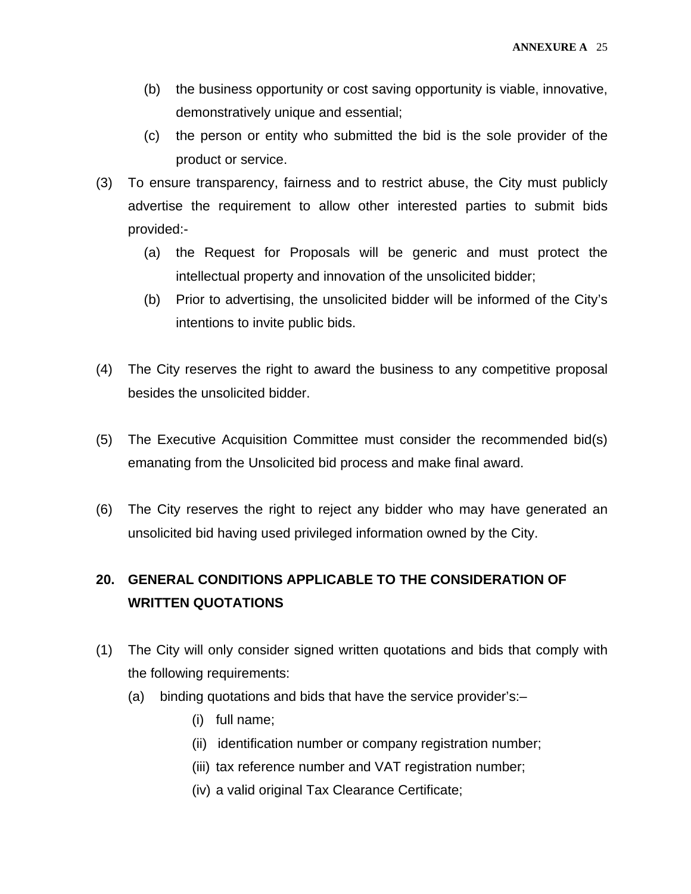(b) the business opportunity or cost saving opportunity is viable, innovative, demonstratively unique and essential;

(c) the person or entity who submitted the bid is the sole provider of the product or service.

(3) To ensure transparency, fairness and to restrict abuse, the City must publicly advertise the requirement to allow other interested parties to submit bids provided:-

(a) the Request for Proposals will be generic and must protect the intellectual property and innovation of the unsolicited bidder;

(b) Prior to advertising, the unsolicited bidder will be informed of the City's intentions to invite public bids.

(4) The City reserves the right to award the business to any competitive proposal besides the unsolicited bidder.

(5) The Executive Acquisition Committee must consider the recommended bid(s) emanating from the Unsolicited bid process and make final award.

(6) The City reserves the right to reject any bidder who may have generated an unsolicited bid having used privileged information owned by the City.

## 20. GENERAL CONDITIONS APPLICABLE TO THE CONSIDERATION OF WRITTEN QUOTATIONS

(1) The City will only consider signed written quotations and bids that comply with the following requirements:

(a) binding quotations and bids that have the service provider's:–

(i) full name;

(ii) identification number or company registration number;

(iii) tax reference number and VAT registration number;

(iv) a valid original Tax Clearance Certificate;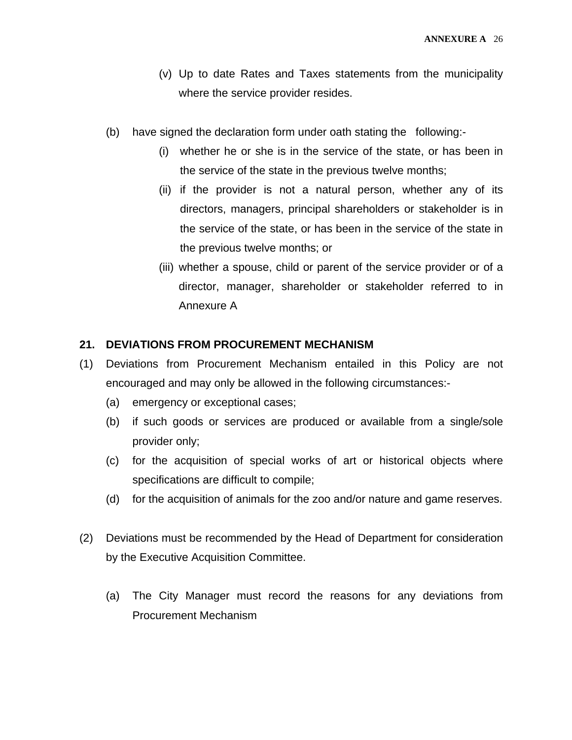(v) Up to date Rates and Taxes statements from the municipality where the service provider resides.

(b) have signed the declaration form under oath stating the following:-

(i) whether he or she is in the service of the state, or has been in the service of the state in the previous twelve months;

(ii) if the provider is not a natural person, whether any of its directors, managers, principal shareholders or stakeholder is in the service of the state, or has been in the service of the state in the previous twelve months; or

(iii) whether a spouse, child or parent of the service provider or of a director, manager, shareholder or stakeholder referred to in Annexure A

## 21. DEVIATIONS FROM PROCUREMENT MECHANISM

(1) Deviations from Procurement Mechanism entailed in this Policy are not encouraged and may only be allowed in the following circumstances:-

(a) emergency or exceptional cases;

(b) if such goods or services are produced or available from a single/sole provider only;

(c) for the acquisition of special works of art or historical objects where specifications are difficult to compile;

(d) for the acquisition of animals for the zoo and/or nature and game reserves.

(2) Deviations must be recommended by the Head of Department for consideration by the Executive Acquisition Committee.

(a) The City Manager must record the reasons for any deviations from Procurement Mechanism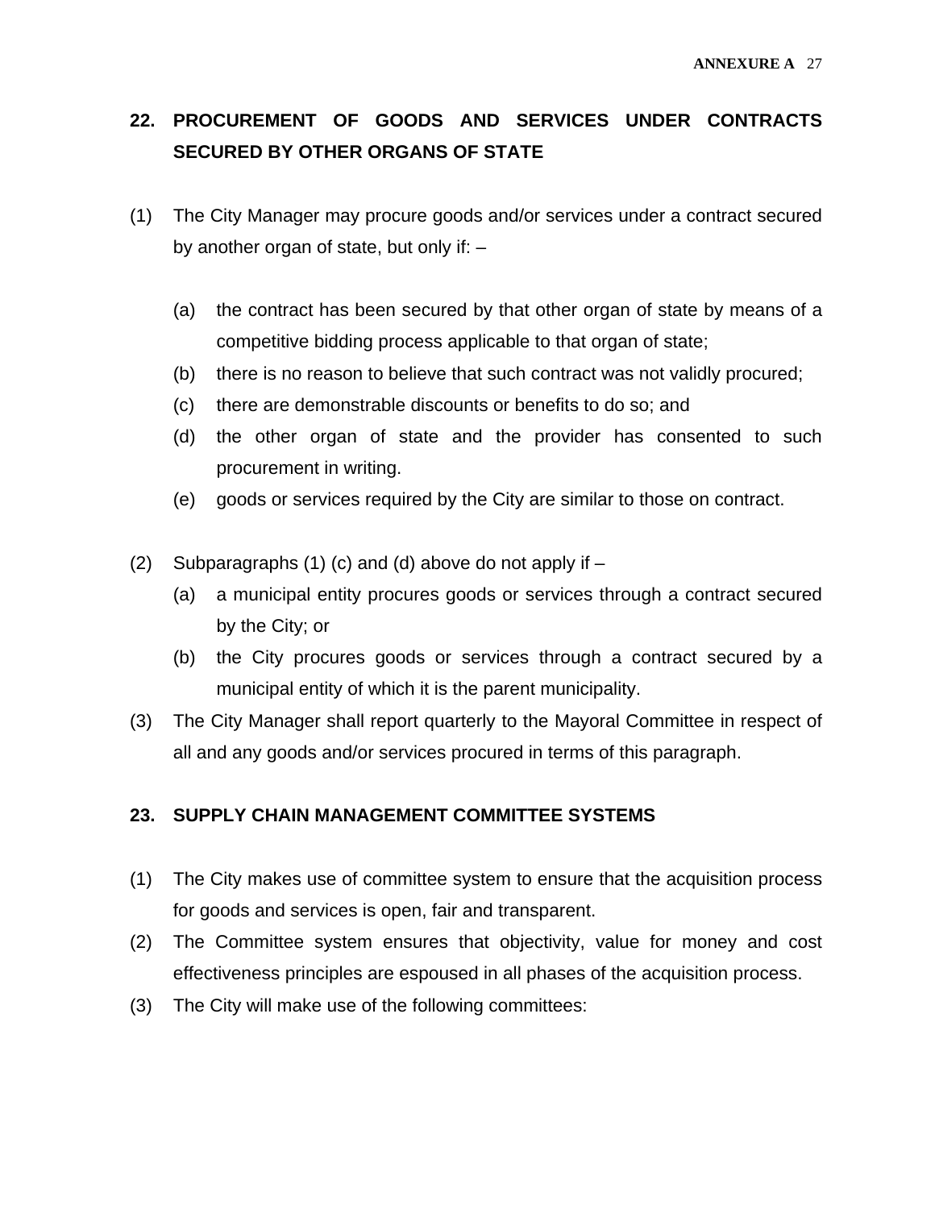## 22. PROCUREMENT OF GOODS AND SERVICES UNDER CONTRACTS SECURED BY OTHER ORGANS OF STATE

(1) The City Manager may procure goods and/or services under a contract secured by another organ of state, but only if: –

   (a) the contract has been secured by that other organ of state by means of a competitive bidding process applicable to that organ of state;
   (b) there is no reason to believe that such contract was not validly procured;
   (c) there are demonstrable discounts or benefits to do so; and
   (d) the other organ of state and the provider has consented to such procurement in writing.
   (e) goods or services required by the City are similar to those on contract.

(2) Subparagraphs (1) (c) and (d) above do not apply if –
   (a) a municipal entity procures goods or services through a contract secured by the City; or
   (b) the City procures goods or services through a contract secured by a municipal entity of which it is the parent municipality.

(3) The City Manager shall report quarterly to the Mayoral Committee in respect of all and any goods and/or services procured in terms of this paragraph.

## 23. SUPPLY CHAIN MANAGEMENT COMMITTEE SYSTEMS

(1) The City makes use of committee system to ensure that the acquisition process for goods and services is open, fair and transparent.

(2) The Committee system ensures that objectivity, value for money and cost effectiveness principles are espoused in all phases of the acquisition process.

(3) The City will make use of the following committees: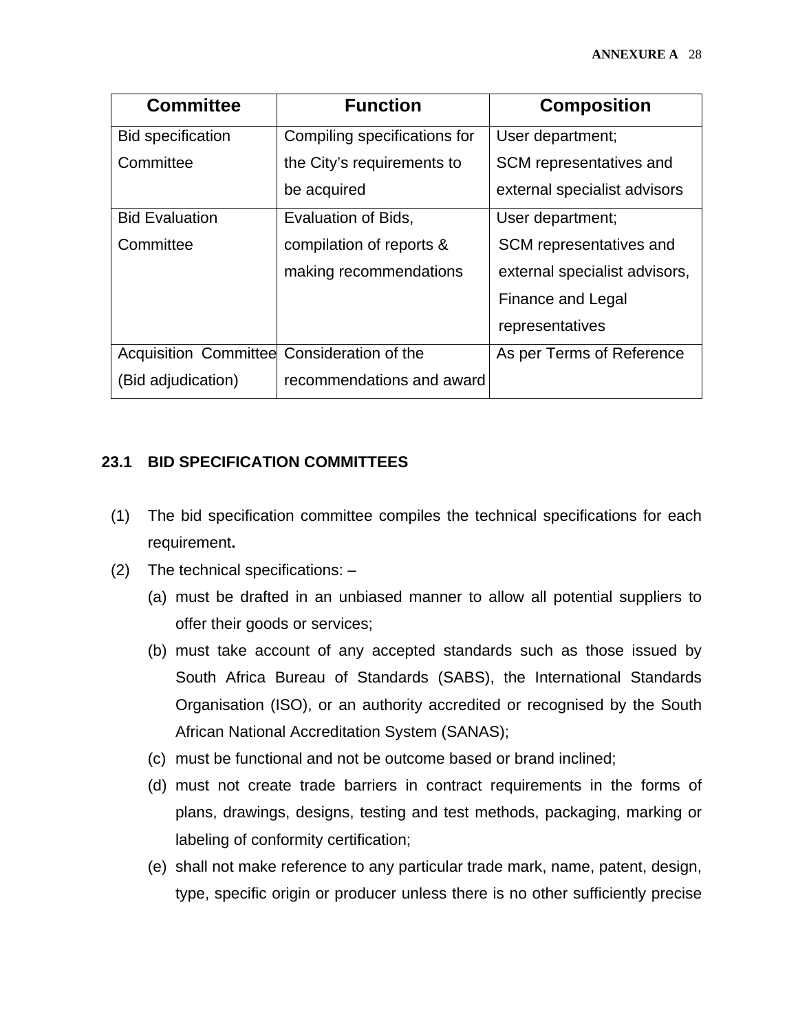| Committee | Function | Composition |
|---|---|---|
| Bid specification Committee | Compiling specifications for the City's requirements to be acquired | User department; SCM representatives and external specialist advisors |
| Bid Evaluation Committee | Evaluation of Bids, compilation of reports & making recommendations | User department; SCM representatives and external specialist advisors, Finance and Legal representatives |
| Acquisition Committee (Bid adjudication) | Consideration of the recommendations and award | As per Terms of Reference |

### 23.1 BID SPECIFICATION COMMITTEES

(1) The bid specification committee compiles the technical specifications for each requirement**.**

(2) The technical specifications: –

(a) must be drafted in an unbiased manner to allow all potential suppliers to offer their goods or services;

(b) must take account of any accepted standards such as those issued by South Africa Bureau of Standards (SABS), the International Standards Organisation (ISO), or an authority accredited or recognised by the South African National Accreditation System (SANAS);

(c) must be functional and not be outcome based or brand inclined;

(d) must not create trade barriers in contract requirements in the forms of plans, drawings, designs, testing and test methods, packaging, marking or labeling of conformity certification;

(e) shall not make reference to any particular trade mark, name, patent, design, type, specific origin or producer unless there is no other sufficiently precise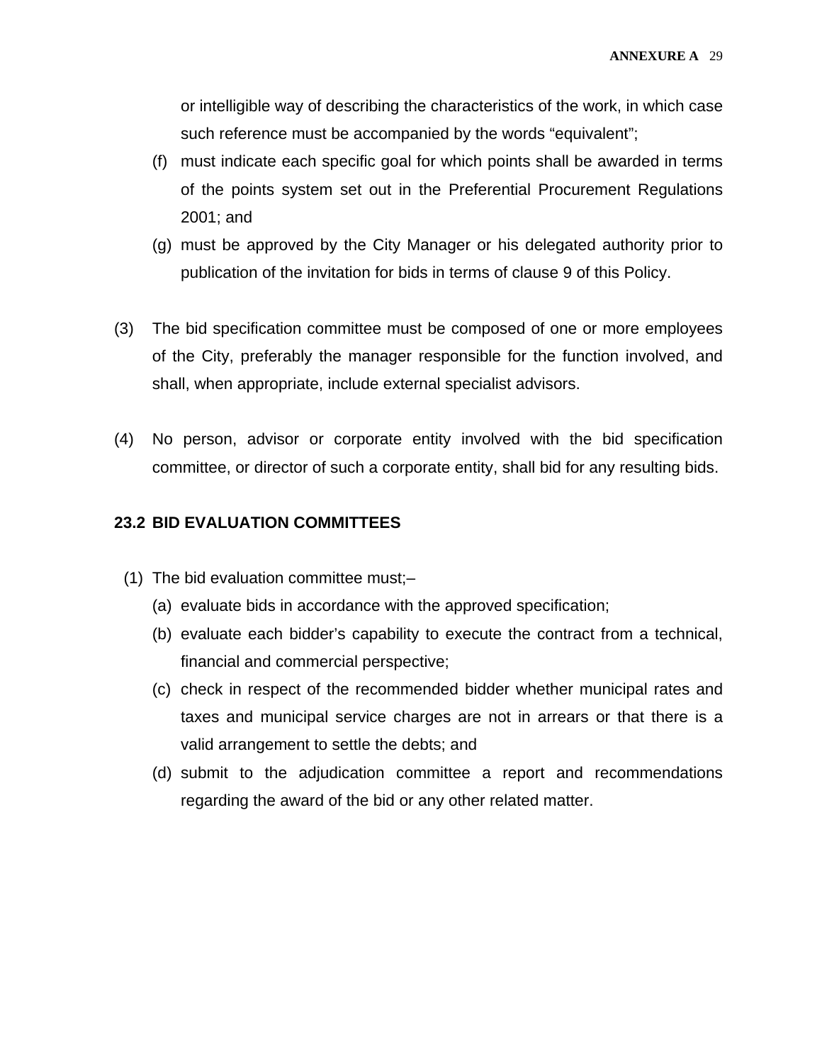or intelligible way of describing the characteristics of the work, in which case such reference must be accompanied by the words “equivalent”;

(f) must indicate each specific goal for which points shall be awarded in terms of the points system set out in the Preferential Procurement Regulations 2001; and

(g) must be approved by the City Manager or his delegated authority prior to publication of the invitation for bids in terms of clause 9 of this Policy.

(3) The bid specification committee must be composed of one or more employees of the City, preferably the manager responsible for the function involved, and shall, when appropriate, include external specialist advisors.

(4) No person, advisor or corporate entity involved with the bid specification committee, or director of such a corporate entity, shall bid for any resulting bids.

**23.2 BID EVALUATION COMMITTEES**

(1) The bid evaluation committee must;–

(a) evaluate bids in accordance with the approved specification;

(b) evaluate each bidder’s capability to execute the contract from a technical, financial and commercial perspective;

(c) check in respect of the recommended bidder whether municipal rates and taxes and municipal service charges are not in arrears or that there is a valid arrangement to settle the debts; and

(d) submit to the adjudication committee a report and recommendations regarding the award of the bid or any other related matter.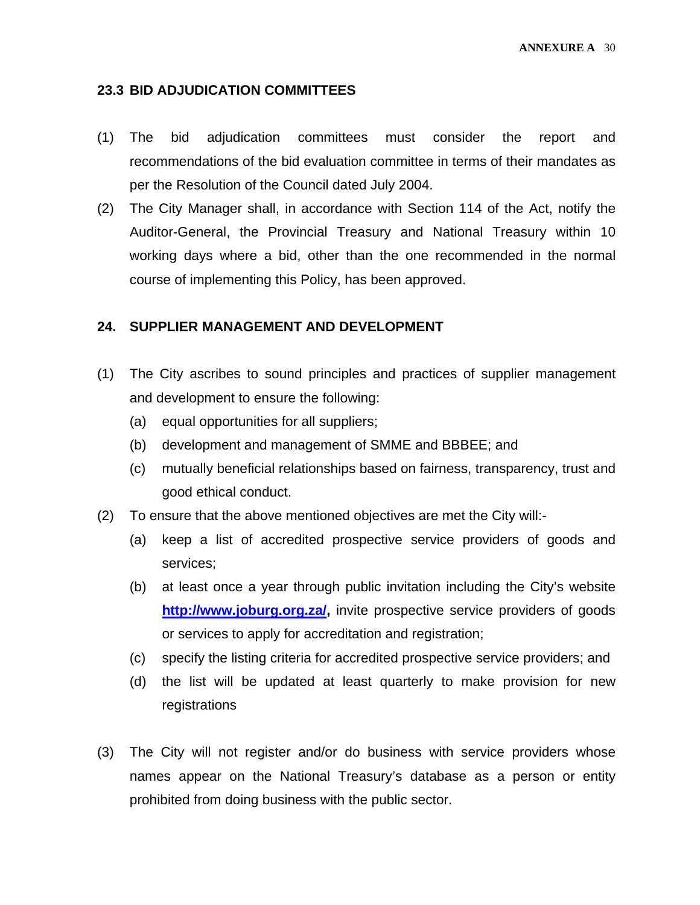### 23.3 BID ADJUDICATION COMMITTEES

(1) The bid adjudication committees must consider the report and recommendations of the bid evaluation committee in terms of their mandates as per the Resolution of the Council dated July 2004.

(2) The City Manager shall, in accordance with Section 114 of the Act, notify the Auditor-General, the Provincial Treasury and National Treasury within 10 working days where a bid, other than the one recommended in the normal course of implementing this Policy, has been approved.

## 24. SUPPLIER MANAGEMENT AND DEVELOPMENT

(1) The City ascribes to sound principles and practices of supplier management and development to ensure the following:

  (a) equal opportunities for all suppliers;

  (b) development and management of SMME and BBBEE; and

  (c) mutually beneficial relationships based on fairness, transparency, trust and good ethical conduct.

(2) To ensure that the above mentioned objectives are met the City will:-

  (a) keep a list of accredited prospective service providers of goods and services;

  (b) at least once a year through public invitation including the City's website **http://www.joburg.org.za/,** invite prospective service providers of goods or services to apply for accreditation and registration;

  (c) specify the listing criteria for accredited prospective service providers; and

  (d) the list will be updated at least quarterly to make provision for new registrations

(3) The City will not register and/or do business with service providers whose names appear on the National Treasury's database as a person or entity prohibited from doing business with the public sector.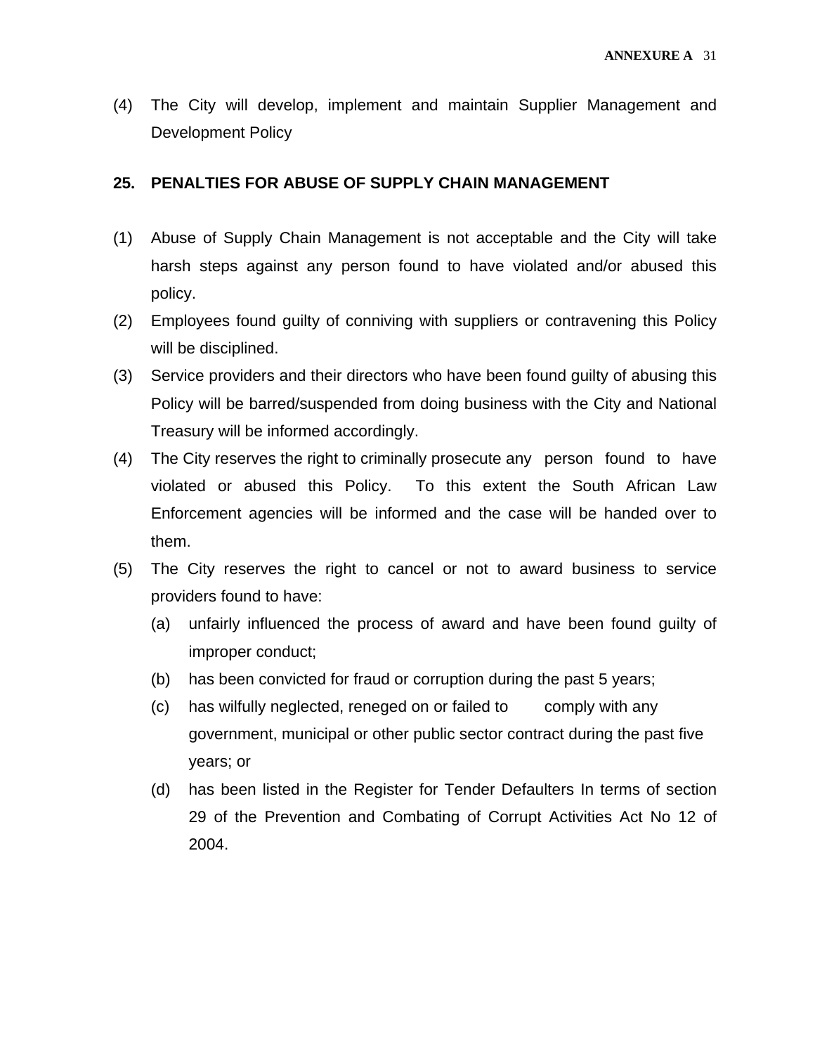(4) The City will develop, implement and maintain Supplier Management and Development Policy

## 25. PENALTIES FOR ABUSE OF SUPPLY CHAIN MANAGEMENT

(1) Abuse of Supply Chain Management is not acceptable and the City will take harsh steps against any person found to have violated and/or abused this policy.

(2) Employees found guilty of conniving with suppliers or contravening this Policy will be disciplined.

(3) Service providers and their directors who have been found guilty of abusing this Policy will be barred/suspended from doing business with the City and National Treasury will be informed accordingly.

(4) The City reserves the right to criminally prosecute any person found to have violated or abused this Policy. To this extent the South African Law Enforcement agencies will be informed and the case will be handed over to them.

(5) The City reserves the right to cancel or not to award business to service providers found to have:

   (a) unfairly influenced the process of award and have been found guilty of improper conduct;

   (b) has been convicted for fraud or corruption during the past 5 years;

   (c) has wilfully neglected, reneged on or failed to comply with any government, municipal or other public sector contract during the past five years; or

   (d) has been listed in the Register for Tender Defaulters In terms of section 29 of the Prevention and Combating of Corrupt Activities Act No 12 of 2004.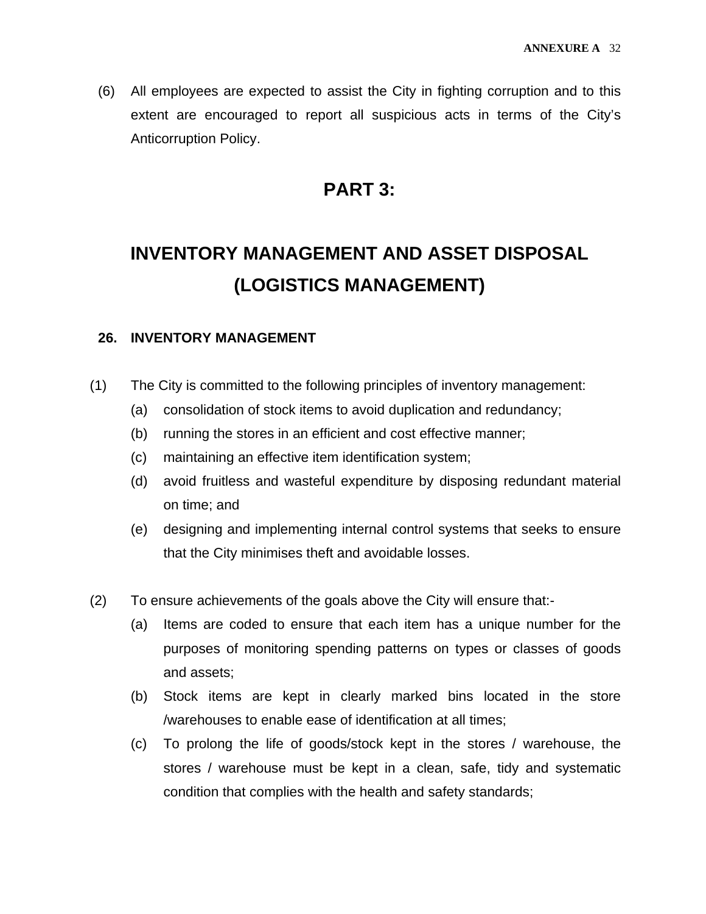(6) All employees are expected to assist the City in fighting corruption and to this extent are encouraged to report all suspicious acts in terms of the City's Anticorruption Policy.

# PART 3:

# INVENTORY MANAGEMENT AND ASSET DISPOSAL (LOGISTICS MANAGEMENT)

## 26. INVENTORY MANAGEMENT

(1) The City is committed to the following principles of inventory management:

- (a) consolidation of stock items to avoid duplication and redundancy;
- (b) running the stores in an efficient and cost effective manner;
- (c) maintaining an effective item identification system;
- (d) avoid fruitless and wasteful expenditure by disposing redundant material on time; and
- (e) designing and implementing internal control systems that seeks to ensure that the City minimises theft and avoidable losses.

(2) To ensure achievements of the goals above the City will ensure that:-

- (a) Items are coded to ensure that each item has a unique number for the purposes of monitoring spending patterns on types or classes of goods and assets;
- (b) Stock items are kept in clearly marked bins located in the store /warehouses to enable ease of identification at all times;
- (c) To prolong the life of goods/stock kept in the stores / warehouse, the stores / warehouse must be kept in a clean, safe, tidy and systematic condition that complies with the health and safety standards;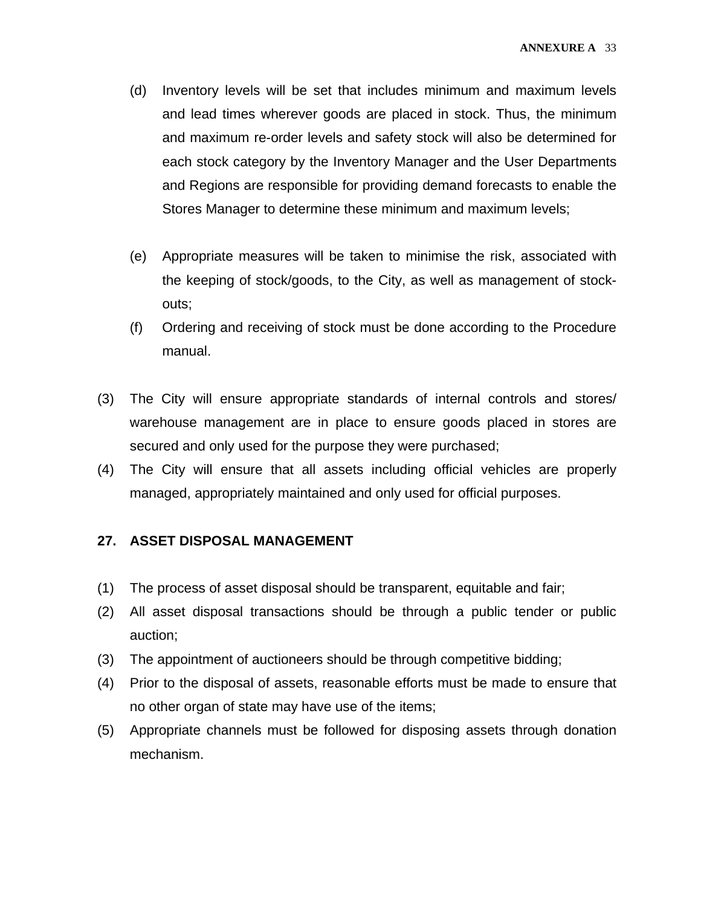(d) Inventory levels will be set that includes minimum and maximum levels and lead times wherever goods are placed in stock. Thus, the minimum and maximum re-order levels and safety stock will also be determined for each stock category by the Inventory Manager and the User Departments and Regions are responsible for providing demand forecasts to enable the Stores Manager to determine these minimum and maximum levels;

(e) Appropriate measures will be taken to minimise the risk, associated with the keeping of stock/goods, to the City, as well as management of stock-outs;

(f) Ordering and receiving of stock must be done according to the Procedure manual.

(3) The City will ensure appropriate standards of internal controls and stores/ warehouse management are in place to ensure goods placed in stores are secured and only used for the purpose they were purchased;

(4) The City will ensure that all assets including official vehicles are properly managed, appropriately maintained and only used for official purposes.

## 27. ASSET DISPOSAL MANAGEMENT

(1) The process of asset disposal should be transparent, equitable and fair;

(2) All asset disposal transactions should be through a public tender or public auction;

(3) The appointment of auctioneers should be through competitive bidding;

(4) Prior to the disposal of assets, reasonable efforts must be made to ensure that no other organ of state may have use of the items;

(5) Appropriate channels must be followed for disposing assets through donation mechanism.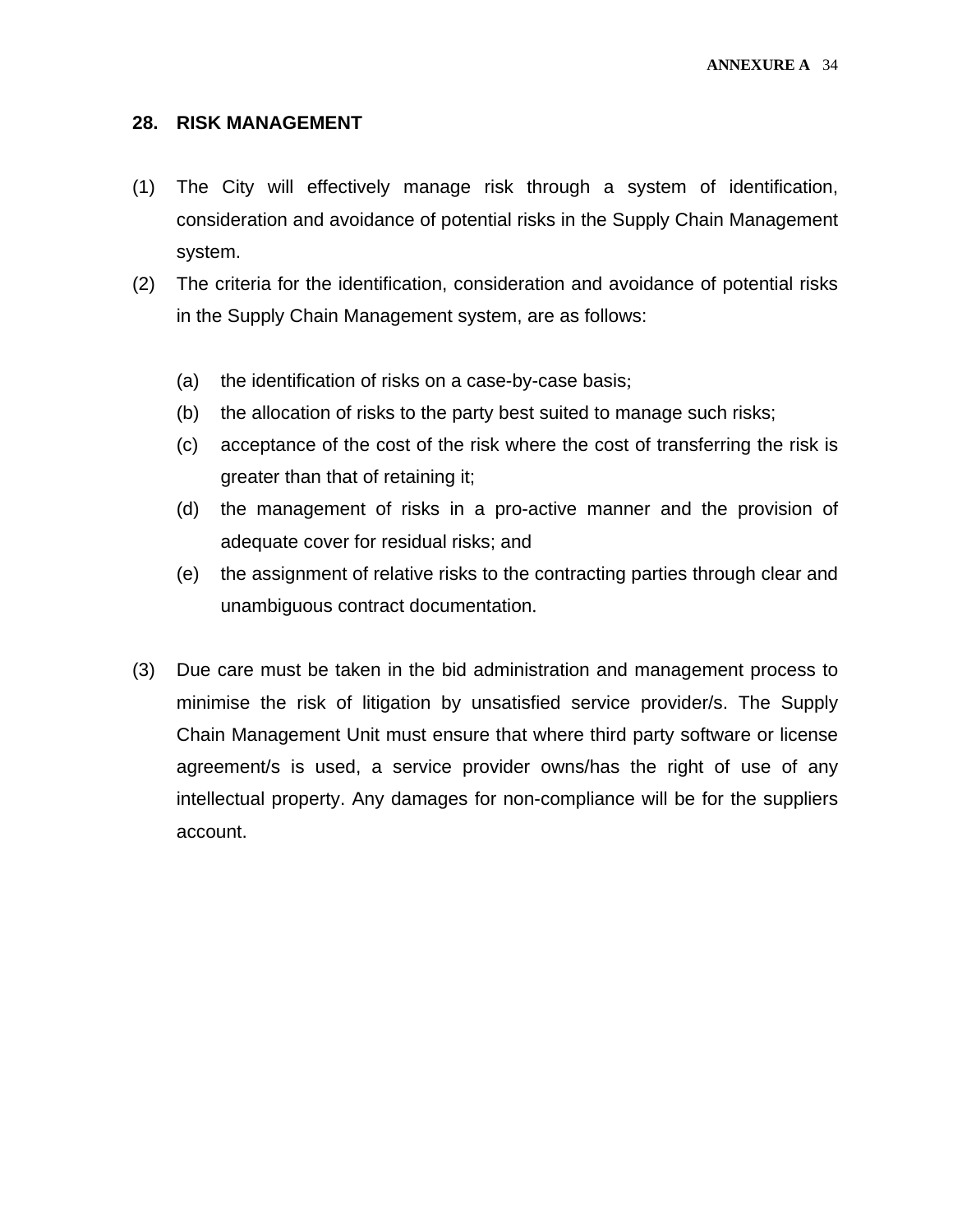## 28. RISK MANAGEMENT

(1) The City will effectively manage risk through a system of identification, consideration and avoidance of potential risks in the Supply Chain Management system.

(2) The criteria for the identification, consideration and avoidance of potential risks in the Supply Chain Management system, are as follows:

(a) the identification of risks on a case-by-case basis;

(b) the allocation of risks to the party best suited to manage such risks;

(c) acceptance of the cost of the risk where the cost of transferring the risk is greater than that of retaining it;

(d) the management of risks in a pro-active manner and the provision of adequate cover for residual risks; and

(e) the assignment of relative risks to the contracting parties through clear and unambiguous contract documentation.

(3) Due care must be taken in the bid administration and management process to minimise the risk of litigation by unsatisfied service provider/s. The Supply Chain Management Unit must ensure that where third party software or license agreement/s is used, a service provider owns/has the right of use of any intellectual property. Any damages for non-compliance will be for the suppliers account.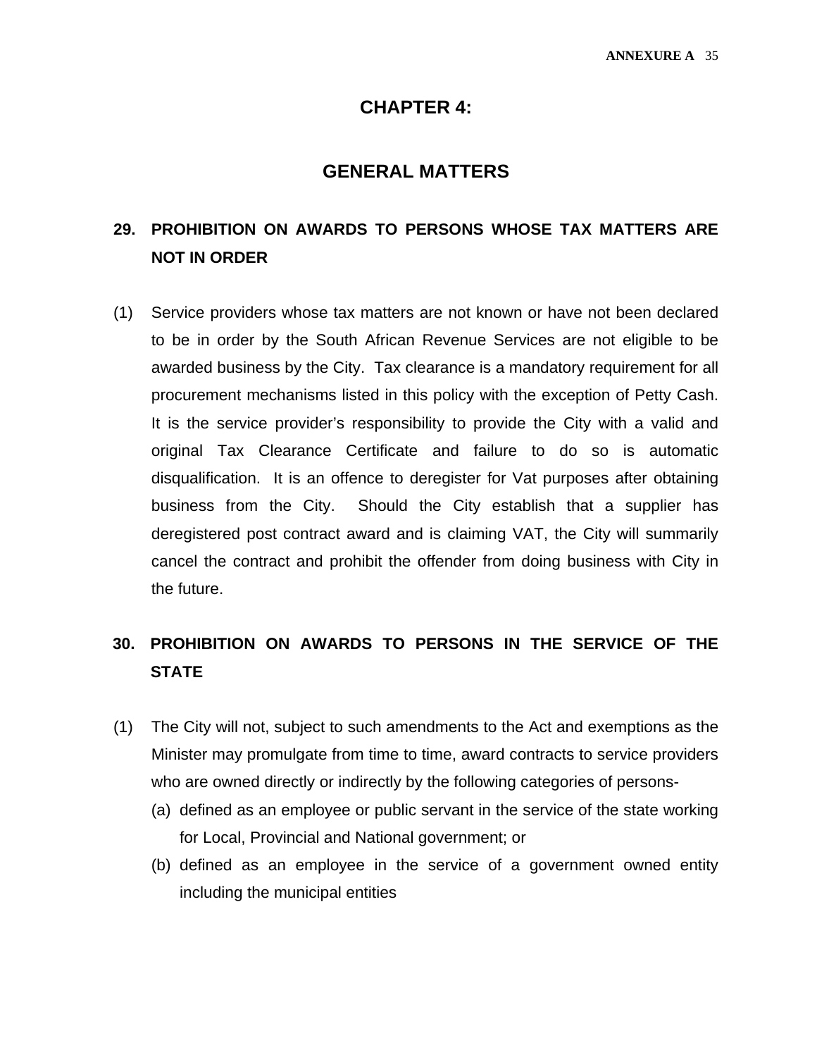# CHAPTER 4:

# GENERAL MATTERS

## 29. PROHIBITION ON AWARDS TO PERSONS WHOSE TAX MATTERS ARE NOT IN ORDER

(1) Service providers whose tax matters are not known or have not been declared to be in order by the South African Revenue Services are not eligible to be awarded business by the City. Tax clearance is a mandatory requirement for all procurement mechanisms listed in this policy with the exception of Petty Cash. It is the service provider's responsibility to provide the City with a valid and original Tax Clearance Certificate and failure to do so is automatic disqualification. It is an offence to deregister for Vat purposes after obtaining business from the City. Should the City establish that a supplier has deregistered post contract award and is claiming VAT, the City will summarily cancel the contract and prohibit the offender from doing business with City in the future.

## 30. PROHIBITION ON AWARDS TO PERSONS IN THE SERVICE OF THE STATE

(1) The City will not, subject to such amendments to the Act and exemptions as the Minister may promulgate from time to time, award contracts to service providers who are owned directly or indirectly by the following categories of persons-

- (a) defined as an employee or public servant in the service of the state working for Local, Provincial and National government; or
- (b) defined as an employee in the service of a government owned entity including the municipal entities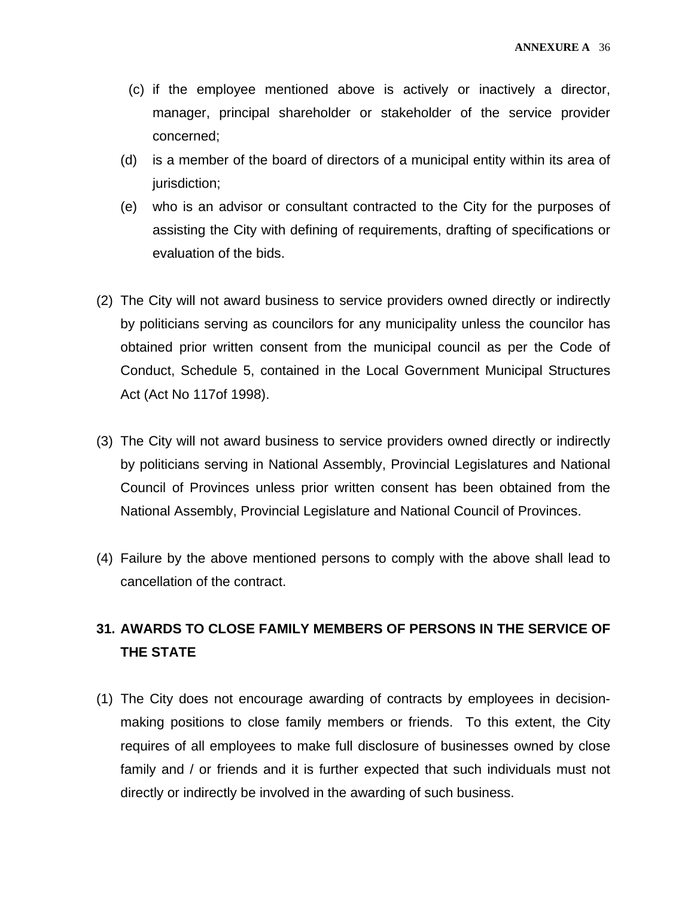(c) if the employee mentioned above is actively or inactively a director, manager, principal shareholder or stakeholder of the service provider concerned;

(d) is a member of the board of directors of a municipal entity within its area of jurisdiction;

(e) who is an advisor or consultant contracted to the City for the purposes of assisting the City with defining of requirements, drafting of specifications or evaluation of the bids.

(2) The City will not award business to service providers owned directly or indirectly by politicians serving as councilors for any municipality unless the councilor has obtained prior written consent from the municipal council as per the Code of Conduct, Schedule 5, contained in the Local Government Municipal Structures Act (Act No 117of 1998).

(3) The City will not award business to service providers owned directly or indirectly by politicians serving in National Assembly, Provincial Legislatures and National Council of Provinces unless prior written consent has been obtained from the National Assembly, Provincial Legislature and National Council of Provinces.

(4) Failure by the above mentioned persons to comply with the above shall lead to cancellation of the contract.

## 31. AWARDS TO CLOSE FAMILY MEMBERS OF PERSONS IN THE SERVICE OF THE STATE

(1) The City does not encourage awarding of contracts by employees in decision-making positions to close family members or friends. To this extent, the City requires of all employees to make full disclosure of businesses owned by close family and / or friends and it is further expected that such individuals must not directly or indirectly be involved in the awarding of such business.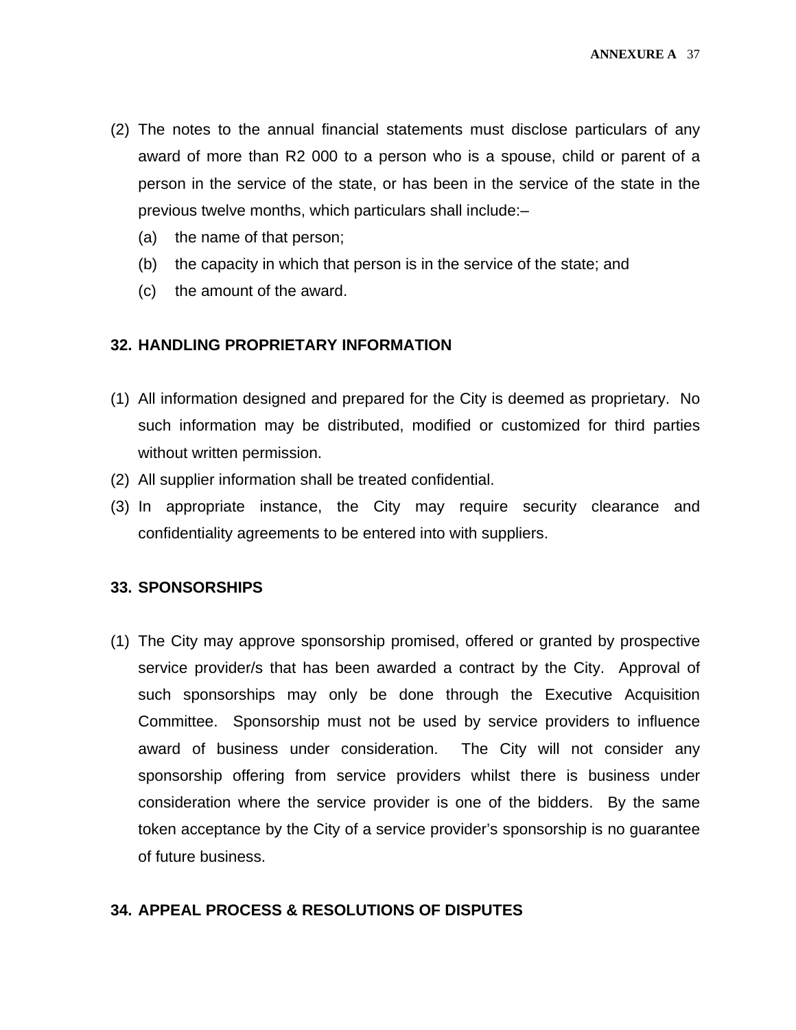(2) The notes to the annual financial statements must disclose particulars of any award of more than R2 000 to a person who is a spouse, child or parent of a person in the service of the state, or has been in the service of the state in the previous twelve months, which particulars shall include:–

   (a) the name of that person;

   (b) the capacity in which that person is in the service of the state; and

   (c) the amount of the award.

## 32. HANDLING PROPRIETARY INFORMATION

(1) All information designed and prepared for the City is deemed as proprietary. No such information may be distributed, modified or customized for third parties without written permission.

(2) All supplier information shall be treated confidential.

(3) In appropriate instance, the City may require security clearance and confidentiality agreements to be entered into with suppliers.

## 33. SPONSORSHIPS

(1) The City may approve sponsorship promised, offered or granted by prospective service provider/s that has been awarded a contract by the City. Approval of such sponsorships may only be done through the Executive Acquisition Committee. Sponsorship must not be used by service providers to influence award of business under consideration. The City will not consider any sponsorship offering from service providers whilst there is business under consideration where the service provider is one of the bidders. By the same token acceptance by the City of a service provider's sponsorship is no guarantee of future business.

## 34. APPEAL PROCESS & RESOLUTIONS OF DISPUTES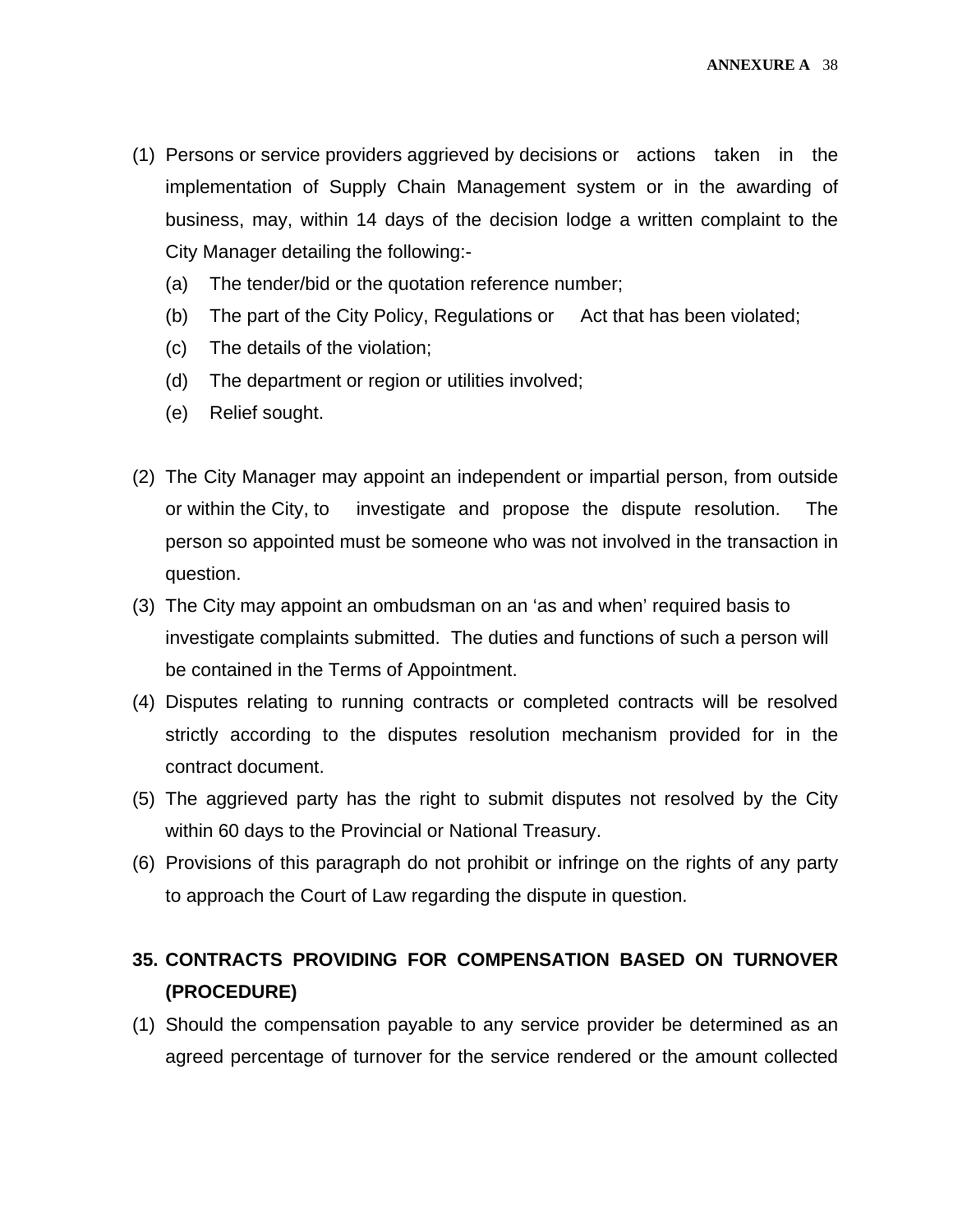(1) Persons or service providers aggrieved by decisions or actions taken in the implementation of Supply Chain Management system or in the awarding of business, may, within 14 days of the decision lodge a written complaint to the City Manager detailing the following:-

   (a) The tender/bid or the quotation reference number;
   (b) The part of the City Policy, Regulations or Act that has been violated;
   (c) The details of the violation;
   (d) The department or region or utilities involved;
   (e) Relief sought.

(2) The City Manager may appoint an independent or impartial person, from outside or within the City, to investigate and propose the dispute resolution. The person so appointed must be someone who was not involved in the transaction in question.

(3) The City may appoint an ombudsman on an 'as and when' required basis to investigate complaints submitted. The duties and functions of such a person will be contained in the Terms of Appointment.

(4) Disputes relating to running contracts or completed contracts will be resolved strictly according to the disputes resolution mechanism provided for in the contract document.

(5) The aggrieved party has the right to submit disputes not resolved by the City within 60 days to the Provincial or National Treasury.

(6) Provisions of this paragraph do not prohibit or infringe on the rights of any party to approach the Court of Law regarding the dispute in question.

## 35. CONTRACTS PROVIDING FOR COMPENSATION BASED ON TURNOVER (PROCEDURE)

(1) Should the compensation payable to any service provider be determined as an agreed percentage of turnover for the service rendered or the amount collected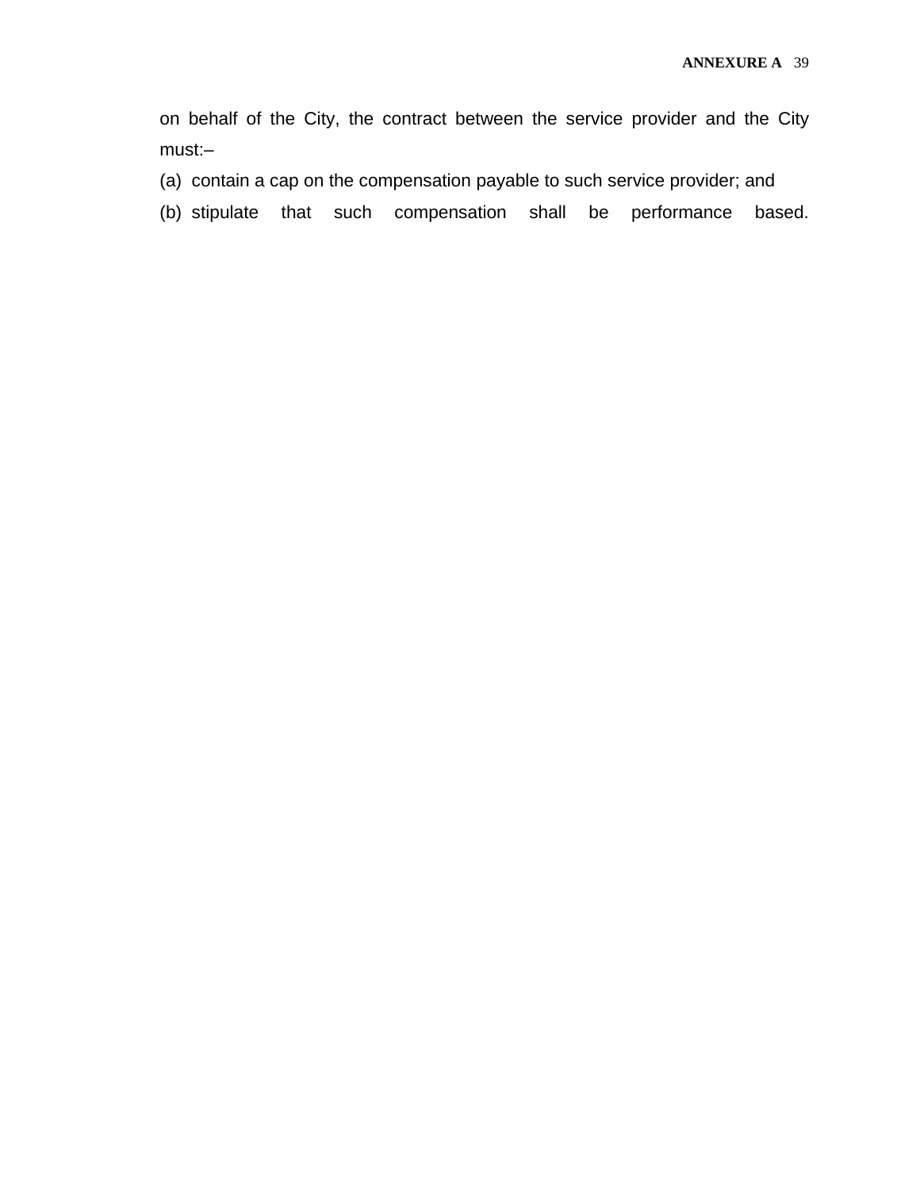on behalf of the City, the contract between the service provider and the City must:–

(a) contain a cap on the compensation payable to such service provider; and

(b) stipulate that such compensation shall be performance based.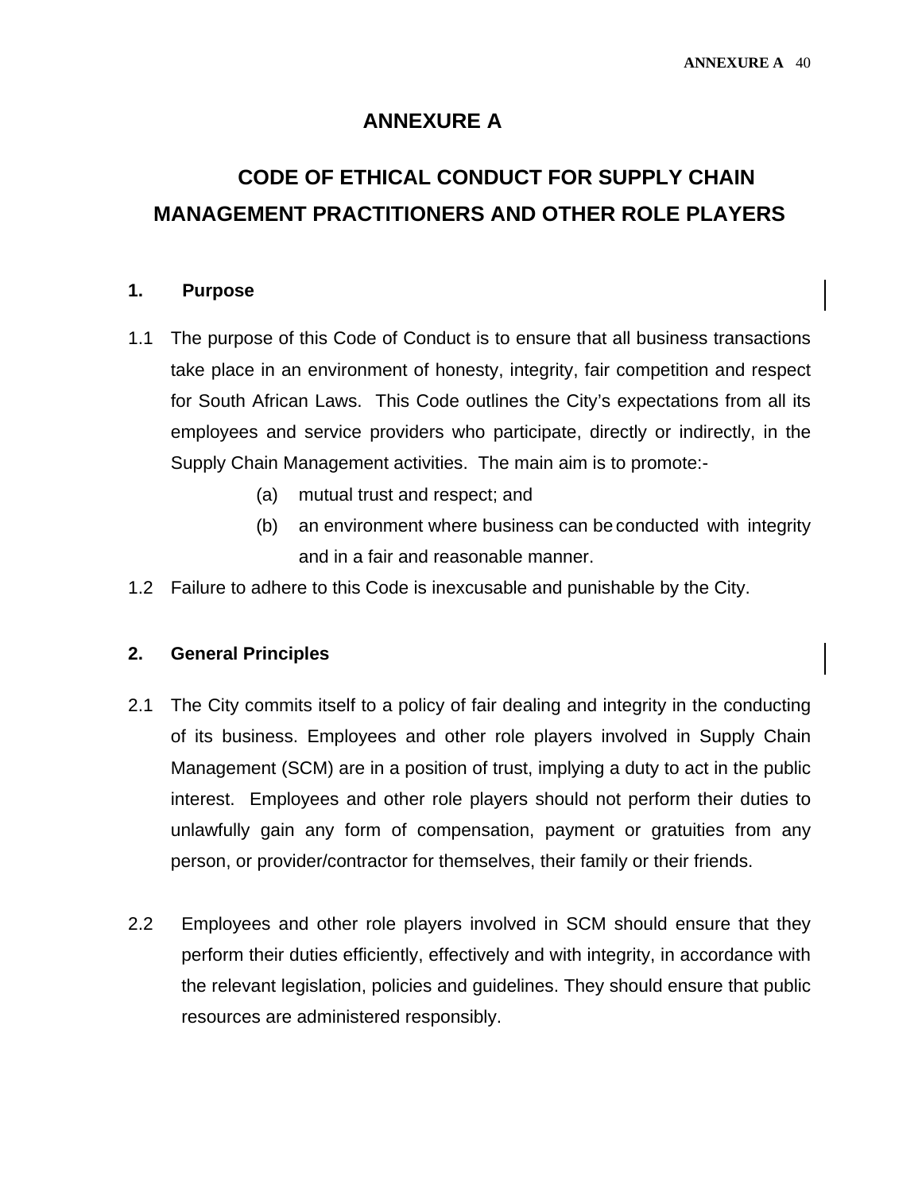# ANNEXURE A

## CODE OF ETHICAL CONDUCT FOR SUPPLY CHAIN MANAGEMENT PRACTITIONERS AND OTHER ROLE PLAYERS

### 1. Purpose

1.1 The purpose of this Code of Conduct is to ensure that all business transactions take place in an environment of honesty, integrity, fair competition and respect for South African Laws. This Code outlines the City's expectations from all its employees and service providers who participate, directly or indirectly, in the Supply Chain Management activities. The main aim is to promote:-

(a) mutual trust and respect; and

(b) an environment where business can be conducted with integrity and in a fair and reasonable manner.

1.2 Failure to adhere to this Code is inexcusable and punishable by the City.

### 2. General Principles

2.1 The City commits itself to a policy of fair dealing and integrity in the conducting of its business. Employees and other role players involved in Supply Chain Management (SCM) are in a position of trust, implying a duty to act in the public interest. Employees and other role players should not perform their duties to unlawfully gain any form of compensation, payment or gratuities from any person, or provider/contractor for themselves, their family or their friends.

2.2 Employees and other role players involved in SCM should ensure that they perform their duties efficiently, effectively and with integrity, in accordance with the relevant legislation, policies and guidelines. They should ensure that public resources are administered responsibly.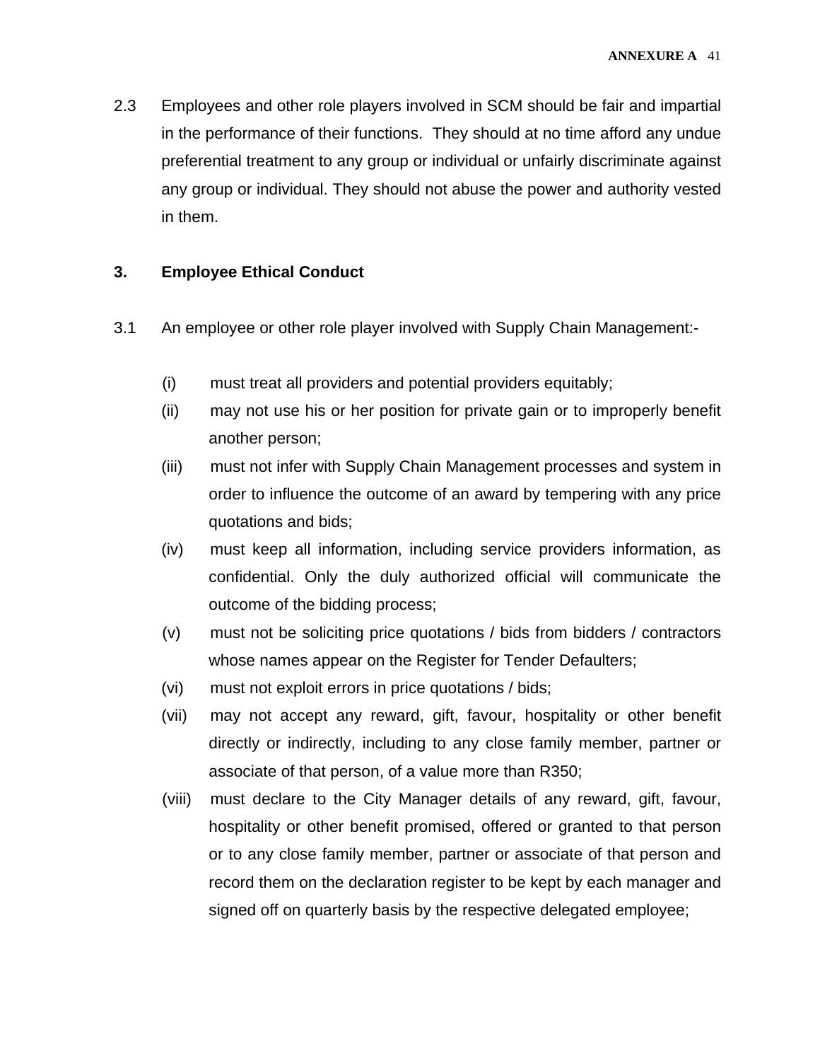2.3 Employees and other role players involved in SCM should be fair and impartial in the performance of their functions. They should at no time afford any undue preferential treatment to any group or individual or unfairly discriminate against any group or individual. They should not abuse the power and authority vested in them.

**3. Employee Ethical Conduct**

3.1 An employee or other role player involved with Supply Chain Management:-

(i) must treat all providers and potential providers equitably;

(ii) may not use his or her position for private gain or to improperly benefit another person;

(iii) must not infer with Supply Chain Management processes and system in order to influence the outcome of an award by tempering with any price quotations and bids;

(iv) must keep all information, including service providers information, as confidential. Only the duly authorized official will communicate the outcome of the bidding process;

(v) must not be soliciting price quotations / bids from bidders / contractors whose names appear on the Register for Tender Defaulters;

(vi) must not exploit errors in price quotations / bids;

(vii) may not accept any reward, gift, favour, hospitality or other benefit directly or indirectly, including to any close family member, partner or associate of that person, of a value more than R350;

(viii) must declare to the City Manager details of any reward, gift, favour, hospitality or other benefit promised, offered or granted to that person or to any close family member, partner or associate of that person and record them on the declaration register to be kept by each manager and signed off on quarterly basis by the respective delegated employee;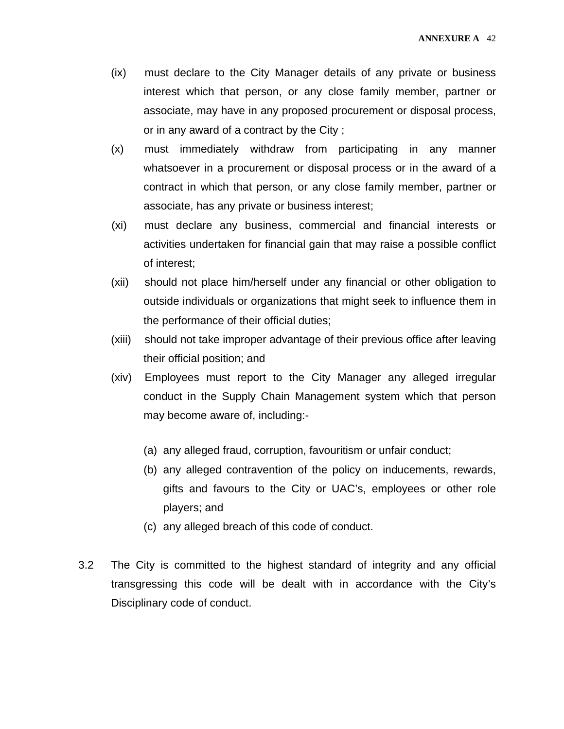(ix) must declare to the City Manager details of any private or business interest which that person, or any close family member, partner or associate, may have in any proposed procurement or disposal process, or in any award of a contract by the City ;

(x) must immediately withdraw from participating in any manner whatsoever in a procurement or disposal process or in the award of a contract in which that person, or any close family member, partner or associate, has any private or business interest;

(xi) must declare any business, commercial and financial interests or activities undertaken for financial gain that may raise a possible conflict of interest;

(xii) should not place him/herself under any financial or other obligation to outside individuals or organizations that might seek to influence them in the performance of their official duties;

(xiii) should not take improper advantage of their previous office after leaving their official position; and

(xiv) Employees must report to the City Manager any alleged irregular conduct in the Supply Chain Management system which that person may become aware of, including:-

(a) any alleged fraud, corruption, favouritism or unfair conduct;

(b) any alleged contravention of the policy on inducements, rewards, gifts and favours to the City or UAC's, employees or other role players; and

(c) any alleged breach of this code of conduct.

3.2 The City is committed to the highest standard of integrity and any official transgressing this code will be dealt with in accordance with the City's Disciplinary code of conduct.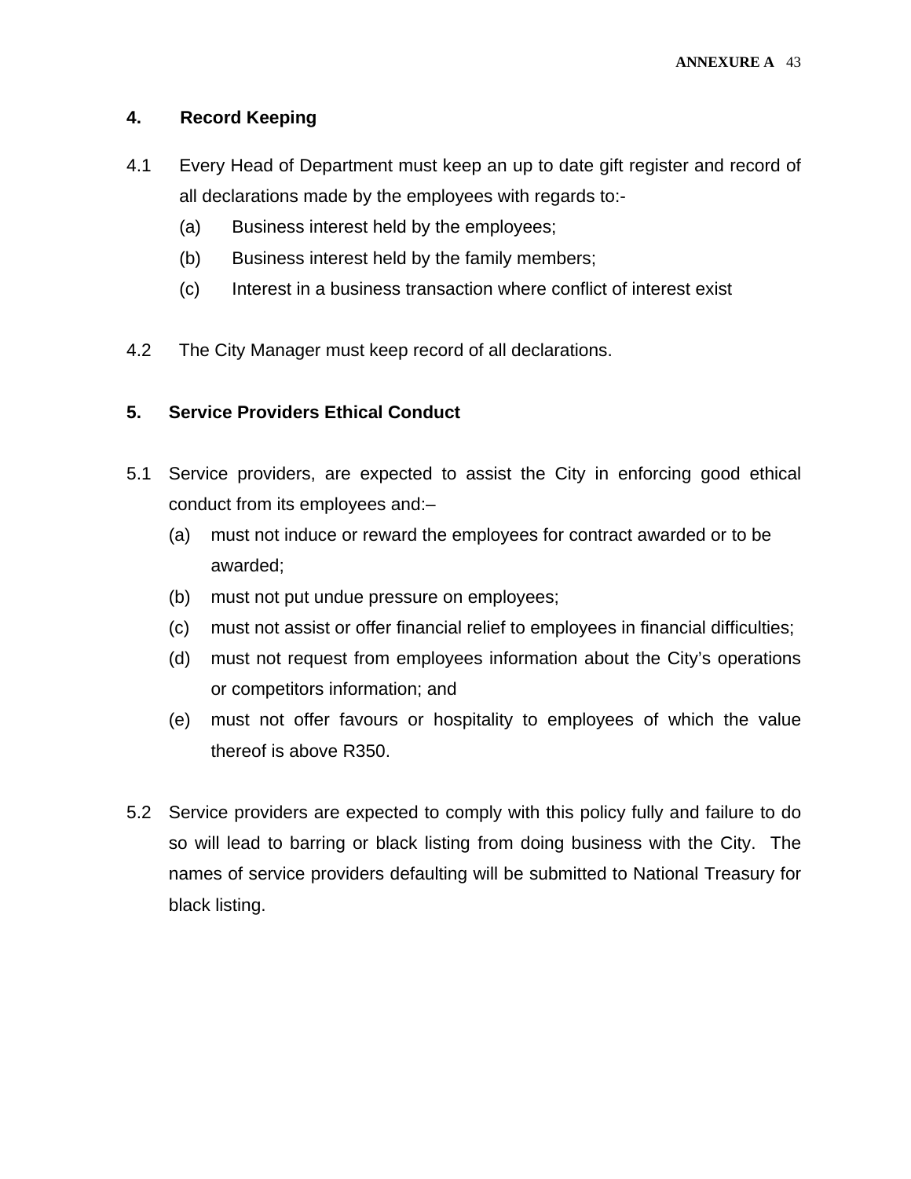## 4. Record Keeping

4.1 Every Head of Department must keep an up to date gift register and record of all declarations made by the employees with regards to:-

(a) Business interest held by the employees;

(b) Business interest held by the family members;

(c) Interest in a business transaction where conflict of interest exist

4.2 The City Manager must keep record of all declarations.

## 5. Service Providers Ethical Conduct

5.1 Service providers, are expected to assist the City in enforcing good ethical conduct from its employees and:–

(a) must not induce or reward the employees for contract awarded or to be awarded;

(b) must not put undue pressure on employees;

(c) must not assist or offer financial relief to employees in financial difficulties;

(d) must not request from employees information about the City's operations or competitors information; and

(e) must not offer favours or hospitality to employees of which the value thereof is above R350.

5.2 Service providers are expected to comply with this policy fully and failure to do so will lead to barring or black listing from doing business with the City. The names of service providers defaulting will be submitted to National Treasury for black listing.